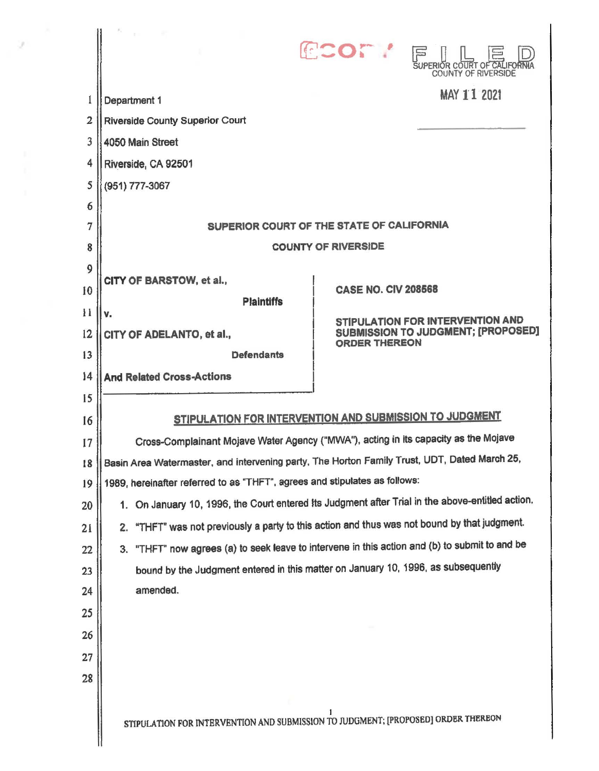COPY

FILED
SUPERIOR COURT OF CALIFORNIA
COUNTY OF RIVERSIDE

MAY 11 2021

Department 1
Riverside County Superior Court
4050 Main Street
Riverside, CA 92501
(951) 777-3067

**SUPERIOR COURT OF THE STATE OF CALIFORNIA**

**COUNTY OF RIVERSIDE**

| | |
|---|---|
| **CITY OF BARSTOW, et al.,** **Plaintiffs** v. **CITY OF ADELANTO, et al.,** **Defendants** **And Related Cross-Actions** | **CASE NO. CIV 208568** **STIPULATION FOR INTERVENTION AND SUBMISSION TO JUDGMENT; [PROPOSED] ORDER THEREON** |

**STIPULATION FOR INTERVENTION AND SUBMISSION TO JUDGMENT**

Cross-Complainant Mojave Water Agency ("MWA"), acting in its capacity as the Mojave Basin Area Watermaster, and intervening party, The Horton Family Trust, UDT, Dated March 25, 1989, hereinafter referred to as "THFT", agrees and stipulates as follows:

1. On January 10, 1996, the Court entered its Judgment after Trial in the above-entitled action.
2. "THFT" was not previously a party to this action and thus was not bound by that judgment.
3. "THFT" now agrees (a) to seek leave to intervene in this action and (b) to submit to and be bound by the Judgment entered in this matter on January 10, 1996, as subsequently amended.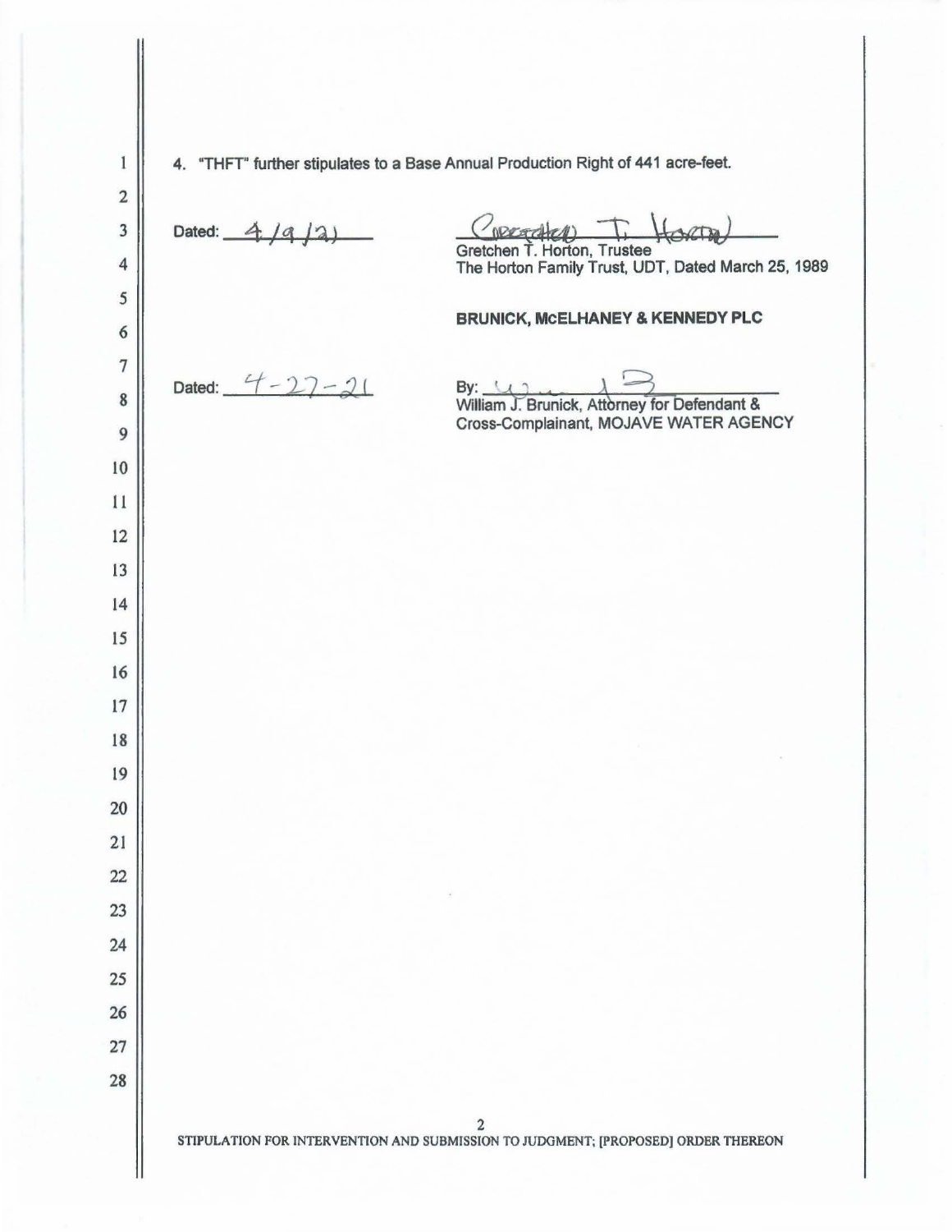4. "THFT" further stipulates to a Base Annual Production Right of 441 acre-feet.

Dated: 4/9/21

Gretchen T. Horton
Gretchen T. Horton, Trustee
The Horton Family Trust, UDT, Dated March 25, 1989

**BRUNICK, McELHANEY & KENNEDY PLC**

Dated: 4-27-21

By: ______________________
William J. Brunick, Attorney for Defendant & Cross-Complainant, MOJAVE WATER AGENCY

STIPULATION FOR INTERVENTION AND SUBMISSION TO JUDGMENT; [PROPOSED] ORDER THEREON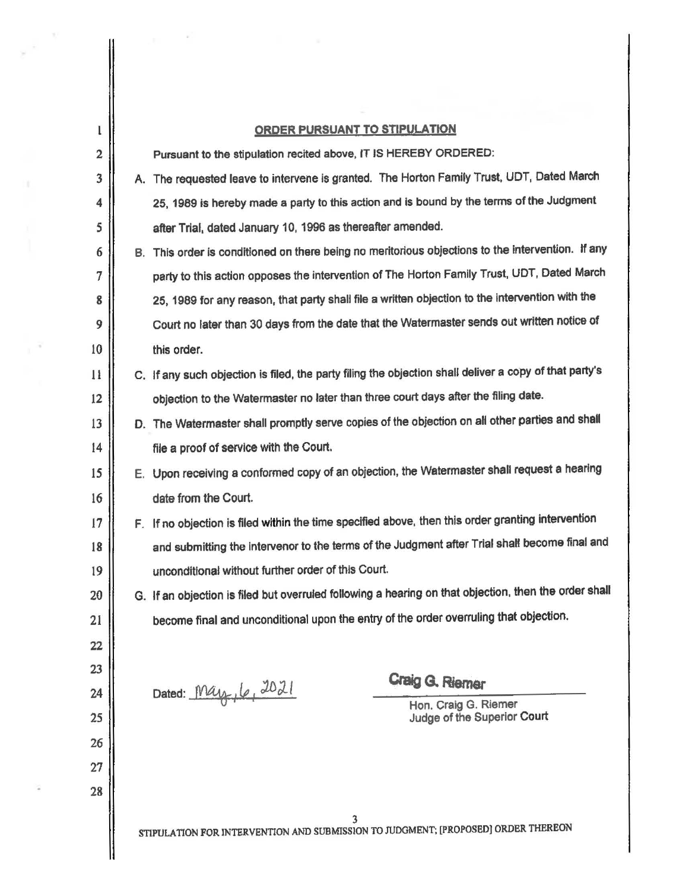## ORDER PURSUANT TO STIPULATION

Pursuant to the stipulation recited above, IT IS HEREBY ORDERED:

A. The requested leave to intervene is granted. The Horton Family Trust, UDT, Dated March 25, 1989 is hereby made a party to this action and is bound by the terms of the Judgment after Trial, dated January 10, 1996 as thereafter amended.

B. This order is conditioned on there being no meritorious objections to the intervention. If any party to this action opposes the intervention of The Horton Family Trust, UDT, Dated March 25, 1989 for any reason, that party shall file a written objection to the intervention with the Court no later than 30 days from the date that the Watermaster sends out written notice of this order.

C. If any such objection is filed, the party filing the objection shall deliver a copy of that party's objection to the Watermaster no later than three court days after the filing date.

D. The Watermaster shall promptly serve copies of the objection on all other parties and shall file a proof of service with the Court.

E. Upon receiving a conformed copy of an objection, the Watermaster shall request a hearing date from the Court.

F. If no objection is filed within the time specified above, then this order granting intervention and submitting the intervenor to the terms of the Judgment after Trial shall become final and unconditional without further order of this Court.

G. If an objection is filed but overruled following a hearing on that objection, then the order shall become final and unconditional upon the entry of the order overruling that objection.

Dated: May 6, 2021

Craig G. Riemer

Hon. Craig G. Riemer
Judge of the Superior Court

STIPULATION FOR INTERVENTION AND SUBMISSION TO JUDGMENT; [PROPOSED] ORDER THEREON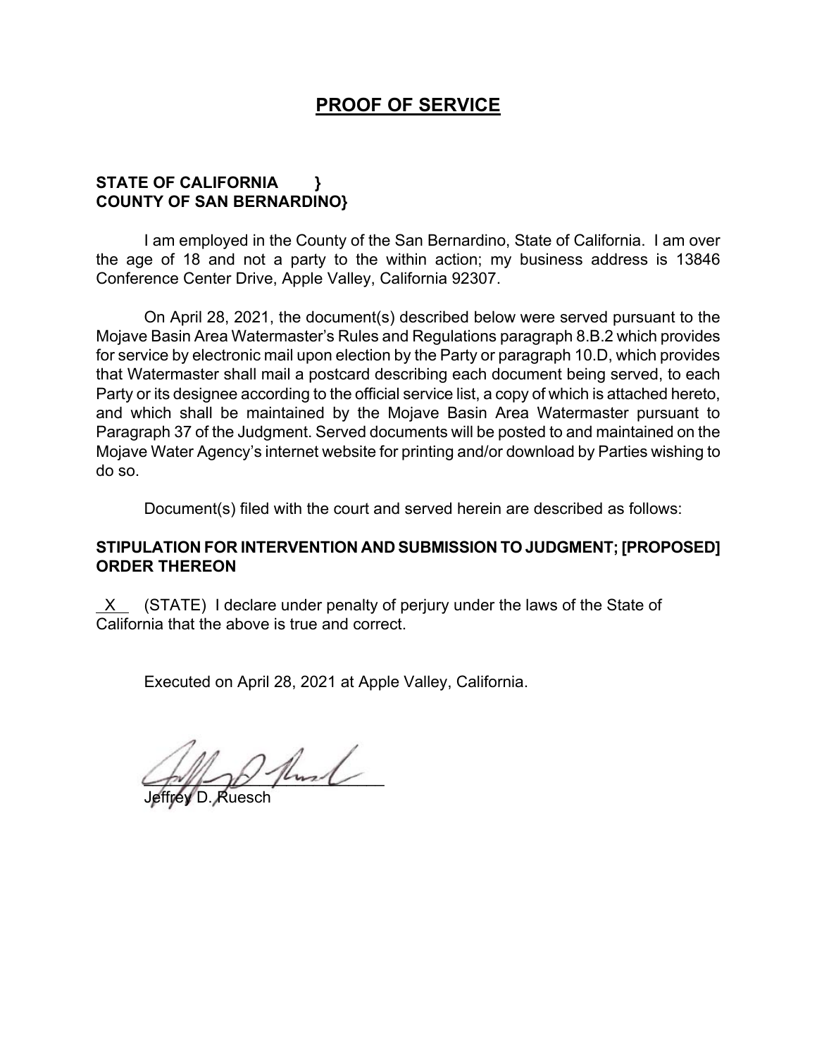# PROOF OF SERVICE

**STATE OF CALIFORNIA }**
**COUNTY OF SAN BERNARDINO}**

I am employed in the County of the San Bernardino, State of California. I am over the age of 18 and not a party to the within action; my business address is 13846 Conference Center Drive, Apple Valley, California 92307.

On April 28, 2021, the document(s) described below were served pursuant to the Mojave Basin Area Watermaster's Rules and Regulations paragraph 8.B.2 which provides for service by electronic mail upon election by the Party or paragraph 10.D, which provides that Watermaster shall mail a postcard describing each document being served, to each Party or its designee according to the official service list, a copy of which is attached hereto, and which shall be maintained by the Mojave Basin Area Watermaster pursuant to Paragraph 37 of the Judgment. Served documents will be posted to and maintained on the Mojave Water Agency's internet website for printing and/or download by Parties wishing to do so.

Document(s) filed with the court and served herein are described as follows:

**STIPULATION FOR INTERVENTION AND SUBMISSION TO JUDGMENT; [PROPOSED] ORDER THEREON**

X (STATE) I declare under penalty of perjury under the laws of the State of California that the above is true and correct.

Executed on April 28, 2021 at Apple Valley, California.

Jeffrey D. Ruesch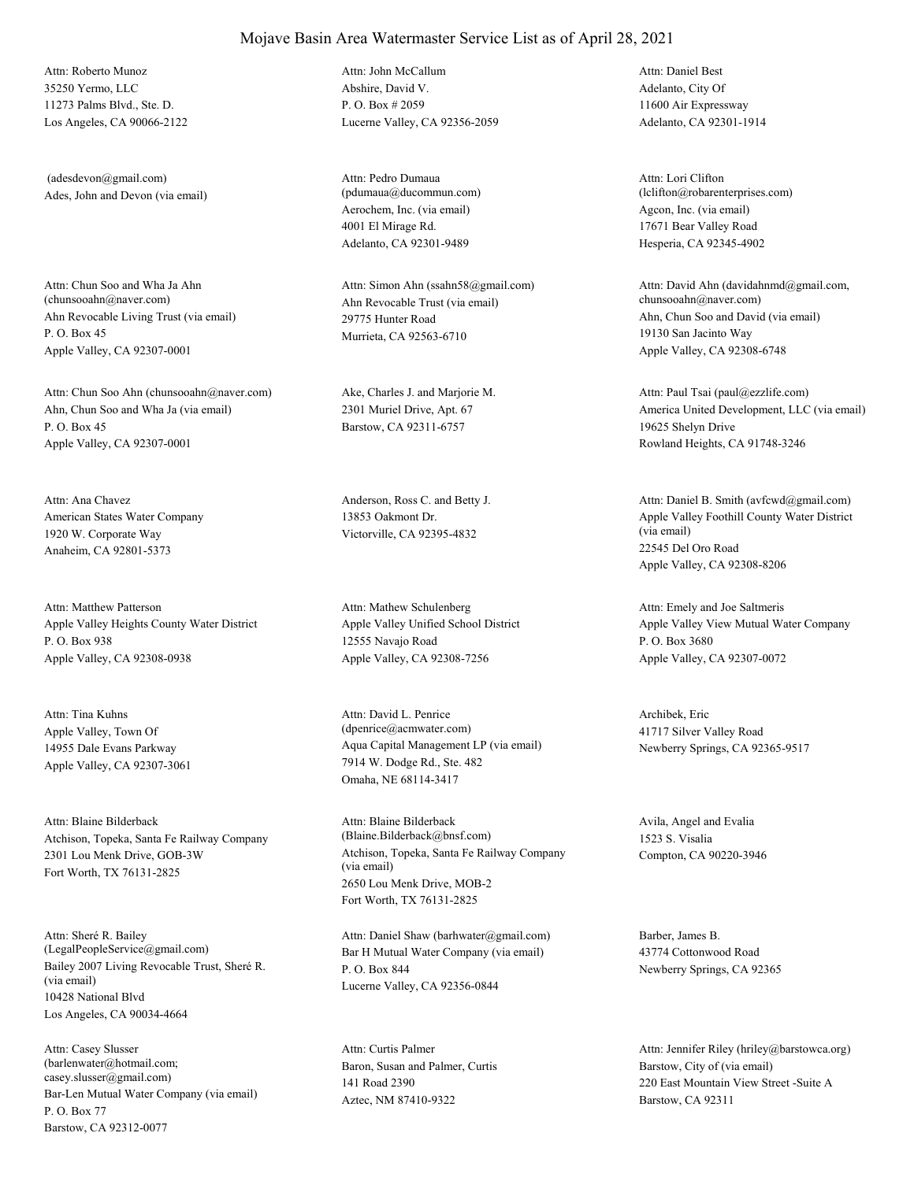# Mojave Basin Area Watermaster Service List as of April 28, 2021

Attn: Roberto Munoz
35250 Yermo, LLC
11273 Palms Blvd., Ste. D.
Los Angeles, CA 90066-2122

Attn: John McCallum
Abshire, David V.
P. O. Box # 2059
Lucerne Valley, CA 92356-2059

Attn: Daniel Best
Adelanto, City Of
11600 Air Expressway
Adelanto, CA 92301-1914

(adesdevon@gmail.com)
Ades, John and Devon (via email)

Attn: Pedro Dumaua
(pdumaua@ducommun.com)
Aerochem, Inc. (via email)
4001 El Mirage Rd.
Adelanto, CA 92301-9489

Attn: Lori Clifton
(lclifton@robarenterprises.com)
Agcon, Inc. (via email)
17671 Bear Valley Road
Hesperia, CA 92345-4902

Attn: Chun Soo and Wha Ja Ahn
(chunsooahn@naver.com)
Ahn Revocable Living Trust (via email)
P. O. Box 45
Apple Valley, CA 92307-0001

Attn: Simon Ahn (ssahn58@gmail.com)
Ahn Revocable Trust (via email)
29775 Hunter Road
Murrieta, CA 92563-6710

Attn: David Ahn (davidahnmd@gmail.com, chunsooahn@naver.com)
Ahn, Chun Soo and David (via email)
19130 San Jacinto Way
Apple Valley, CA 92308-6748

Attn: Chun Soo Ahn (chunsooahn@naver.com)
Ahn, Chun Soo and Wha Ja (via email)
P. O. Box 45
Apple Valley, CA 92307-0001

Ake, Charles J. and Marjorie M.
2301 Muriel Drive, Apt. 67
Barstow, CA 92311-6757

Attn: Paul Tsai (paul@ezzlife.com)
America United Development, LLC (via email)
19625 Shelyn Drive
Rowland Heights, CA 91748-3246

Attn: Ana Chavez
American States Water Company
1920 W. Corporate Way
Anaheim, CA 92801-5373

Anderson, Ross C. and Betty J.
13853 Oakmont Dr.
Victorville, CA 92395-4832

Attn: Daniel B. Smith (avfcwd@gmail.com)
Apple Valley Foothill County Water District (via email)
22545 Del Oro Road
Apple Valley, CA 92308-8206

Attn: Matthew Patterson
Apple Valley Heights County Water District
P. O. Box 938
Apple Valley, CA 92308-0938

Attn: Mathew Schulenberg
Apple Valley Unified School District
12555 Navajo Road
Apple Valley, CA 92308-7256

Attn: Emely and Joe Saltmeris
Apple Valley View Mutual Water Company
P. O. Box 3680
Apple Valley, CA 92307-0072

Attn: Tina Kuhns
Apple Valley, Town Of
14955 Dale Evans Parkway
Apple Valley, CA 92307-3061

Attn: David L. Penrice
(dpenrice@acmwater.com)
Aqua Capital Management LP (via email)
7914 W. Dodge Rd., Ste. 482
Omaha, NE 68114-3417

Archibek, Eric
41717 Silver Valley Road
Newberry Springs, CA 92365-9517

Attn: Blaine Bilderback
Atchison, Topeka, Santa Fe Railway Company
2301 Lou Menk Drive, GOB-3W
Fort Worth, TX 76131-2825

Attn: Blaine Bilderback
(Blaine.Bilderback@bnsf.com)
Atchison, Topeka, Santa Fe Railway Company (via email)
2650 Lou Menk Drive, MOB-2
Fort Worth, TX 76131-2825

Avila, Angel and Evalia
1523 S. Visalia
Compton, CA 90220-3946

Attn: Sheré R. Bailey
(LegalPeopleService@gmail.com)
Bailey 2007 Living Revocable Trust, Sheré R. (via email)
10428 National Blvd
Los Angeles, CA 90034-4664

Attn: Daniel Shaw (barhwater@gmail.com)
Bar H Mutual Water Company (via email)
P. O. Box 844
Lucerne Valley, CA 92356-0844

Barber, James B.
43774 Cottonwood Road
Newberry Springs, CA 92365

Attn: Casey Slusser
(barlenwater@hotmail.com; casey.slusser@gmail.com)
Bar-Len Mutual Water Company (via email)
P. O. Box 77
Barstow, CA 92312-0077

Attn: Curtis Palmer
Baron, Susan and Palmer, Curtis
141 Road 2390
Aztec, NM 87410-9322

Attn: Jennifer Riley (hriley@barstowca.org)
Barstow, City of (via email)
220 East Mountain View Street -Suite A
Barstow, CA 92311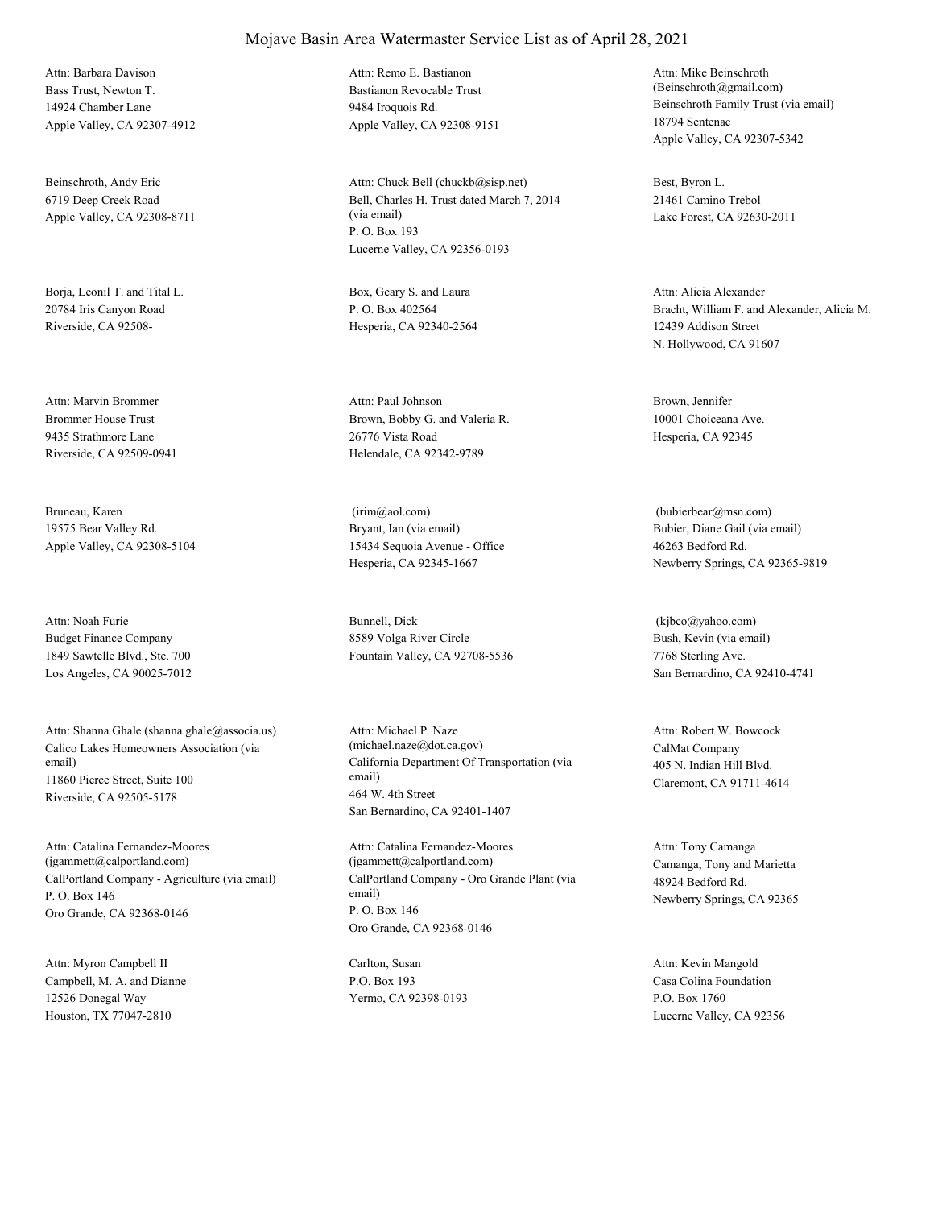# Mojave Basin Area Watermaster Service List as of April 28, 2021

Attn: Barbara Davison
Bass Trust, Newton T.
14924 Chamber Lane
Apple Valley, CA 92307-4912

Attn: Remo E. Bastianon
Bastianon Revocable Trust
9484 Iroquois Rd.
Apple Valley, CA 92308-9151

Attn: Mike Beinschroth
(Beinschroth@gmail.com)
Beinschroth Family Trust (via email)
18794 Sentenac
Apple Valley, CA 92307-5342

Beinschroth, Andy Eric
6719 Deep Creek Road
Apple Valley, CA 92308-8711

Attn: Chuck Bell (chuckb@sisp.net)
Bell, Charles H. Trust dated March 7, 2014 (via email)
P. O. Box 193
Lucerne Valley, CA 92356-0193

Best, Byron L.
21461 Camino Trebol
Lake Forest, CA 92630-2011

Borja, Leonil T. and Tital L.
20784 Iris Canyon Road
Riverside, CA 92508-

Box, Geary S. and Laura
P. O. Box 402564
Hesperia, CA 92340-2564

Attn: Alicia Alexander
Bracht, William F. and Alexander, Alicia M.
12439 Addison Street
N. Hollywood, CA 91607

Attn: Marvin Brommer
Brommer House Trust
9435 Strathmore Lane
Riverside, CA 92509-0941

Attn: Paul Johnson
Brown, Bobby G. and Valeria R.
26776 Vista Road
Helendale, CA 92342-9789

Brown, Jennifer
10001 Choiceana Ave.
Hesperia, CA 92345

Bruneau, Karen
19575 Bear Valley Rd.
Apple Valley, CA 92308-5104

(irim@aol.com)
Bryant, Ian (via email)
15434 Sequoia Avenue - Office
Hesperia, CA 92345-1667

(bubierbear@msn.com)
Bubier, Diane Gail (via email)
46263 Bedford Rd.
Newberry Springs, CA 92365-9819

Attn: Noah Furie
Budget Finance Company
1849 Sawtelle Blvd., Ste. 700
Los Angeles, CA 90025-7012

Bunnell, Dick
8589 Volga River Circle
Fountain Valley, CA 92708-5536

(kjbco@yahoo.com)
Bush, Kevin (via email)
7768 Sterling Ave.
San Bernardino, CA 92410-4741

Attn: Shanna Ghale (shanna.ghale@associa.us)
Calico Lakes Homeowners Association (via email)
11860 Pierce Street, Suite 100
Riverside, CA 92505-5178

Attn: Michael P. Naze
(michael.naze@dot.ca.gov)
California Department Of Transportation (via email)
464 W. 4th Street
San Bernardino, CA 92401-1407

Attn: Robert W. Bowcock
CalMat Company
405 N. Indian Hill Blvd.
Claremont, CA 91711-4614

Attn: Catalina Fernandez-Moores
(jgammett@calportland.com)
CalPortland Company - Agriculture (via email)
P. O. Box 146
Oro Grande, CA 92368-0146

Attn: Catalina Fernandez-Moores
(jgammett@calportland.com)
CalPortland Company - Oro Grande Plant (via email)
P. O. Box 146
Oro Grande, CA 92368-0146

Attn: Tony Camanga
Camanga, Tony and Marietta
48924 Bedford Rd.
Newberry Springs, CA 92365

Attn: Myron Campbell II
Campbell, M. A. and Dianne
12526 Donegal Way
Houston, TX 77047-2810

Carlton, Susan
P.O. Box 193
Yermo, CA 92398-0193

Attn: Kevin Mangold
Casa Colina Foundation
P.O. Box 1760
Lucerne Valley, CA 92356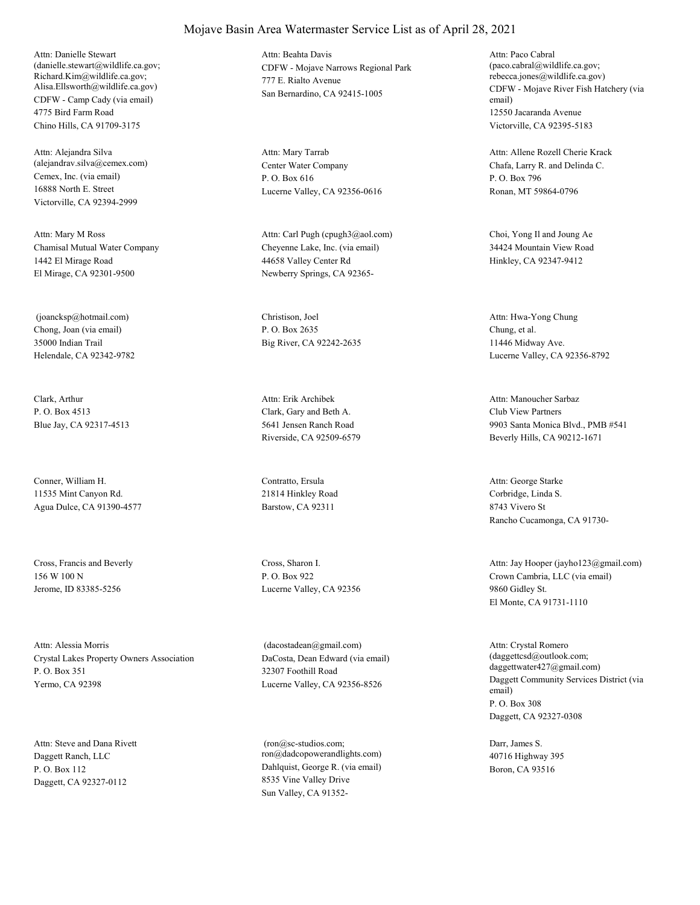# Mojave Basin Area Watermaster Service List as of April 28, 2021

Attn: Danielle Stewart
(danielle.stewart@wildlife.ca.gov;
Richard.Kim@wildlife.ca.gov;
Alisa.Ellsworth@wildlife.ca.gov)
CDFW - Camp Cady (via email)
4775 Bird Farm Road
Chino Hills, CA 91709-3175

Attn: Beahta Davis
CDFW - Mojave Narrows Regional Park
777 E. Rialto Avenue
San Bernardino, CA 92415-1005

Attn: Paco Cabral
(paco.cabral@wildlife.ca.gov;
rebecca.jones@wildlife.ca.gov)
CDFW - Mojave River Fish Hatchery (via email)
12550 Jacaranda Avenue
Victorville, CA 92395-5183

Attn: Alejandra Silva
(alejandrav.silva@cemex.com)
Cemex, Inc. (via email)
16888 North E. Street
Victorville, CA 92394-2999

Attn: Mary Tarrab
Center Water Company
P. O. Box 616
Lucerne Valley, CA 92356-0616

Attn: Allene Rozell Cherie Krack
Chafa, Larry R. and Delinda C.
P. O. Box 796
Ronan, MT 59864-0796

Attn: Mary M Ross
Chamisal Mutual Water Company
1442 El Mirage Road
El Mirage, CA 92301-9500

Attn: Carl Pugh (cpugh3@aol.com)
Cheyenne Lake, Inc. (via email)
44658 Valley Center Rd
Newberry Springs, CA 92365-

Choi, Yong Il and Joung Ae
34424 Mountain View Road
Hinkley, CA 92347-9412

(joancksp@hotmail.com)
Chong, Joan (via email)
35000 Indian Trail
Helendale, CA 92342-9782

Christison, Joel
P. O. Box 2635
Big River, CA 92242-2635

Attn: Hwa-Yong Chung
Chung, et al.
11446 Midway Ave.
Lucerne Valley, CA 92356-8792

Clark, Arthur
P. O. Box 4513
Blue Jay, CA 92317-4513

Attn: Erik Archibek
Clark, Gary and Beth A.
5641 Jensen Ranch Road
Riverside, CA 92509-6579

Attn: Manoucher Sarbaz
Club View Partners
9903 Santa Monica Blvd., PMB #541
Beverly Hills, CA 90212-1671

Conner, William H.
11535 Mint Canyon Rd.
Agua Dulce, CA 91390-4577

Contratto, Ersula
21814 Hinkley Road
Barstow, CA 92311

Attn: George Starke
Corbridge, Linda S.
8743 Vivero St
Rancho Cucamonga, CA 91730-

Cross, Francis and Beverly
156 W 100 N
Jerome, ID 83385-5256

Cross, Sharon I.
P. O. Box 922
Lucerne Valley, CA 92356

Attn: Jay Hooper (jayho123@gmail.com)
Crown Cambria, LLC (via email)
9860 Gidley St.
El Monte, CA 91731-1110

Attn: Alessia Morris
Crystal Lakes Property Owners Association
P. O. Box 351
Yermo, CA 92398

(dacostadean@gmail.com)
DaCosta, Dean Edward (via email)
32307 Foothill Road
Lucerne Valley, CA 92356-8526

Attn: Crystal Romero
(daggettcsd@outlook.com;
daggettwater427@gmail.com)
Daggett Community Services District (via email)
P. O. Box 308
Daggett, CA 92327-0308

Attn: Steve and Dana Rivett
Daggett Ranch, LLC
P. O. Box 112
Daggett, CA 92327-0112

(ron@sc-studios.com;
ron@dadcopowerandlights.com)
Dahlquist, George R. (via email)
8535 Vine Valley Drive
Sun Valley, CA 91352-

Darr, James S.
40716 Highway 395
Boron, CA 93516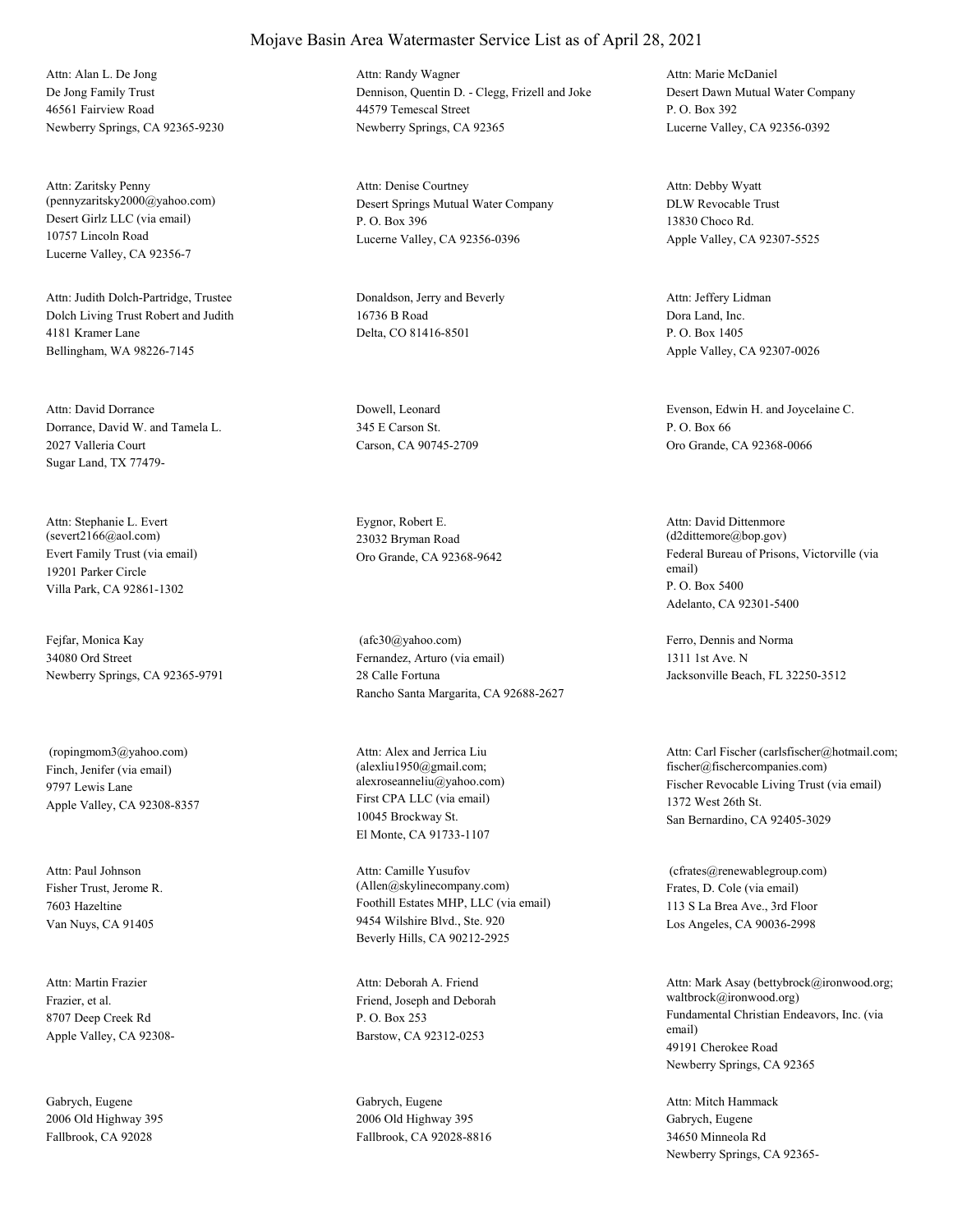# Mojave Basin Area Watermaster Service List as of April 28, 2021

Attn: Alan L. De Jong
De Jong Family Trust
46561 Fairview Road
Newberry Springs, CA 92365-9230

Attn: Randy Wagner
Dennison, Quentin D. - Clegg, Frizell and Joke
44579 Temescal Street
Newberry Springs, CA 92365

Attn: Marie McDaniel
Desert Dawn Mutual Water Company
P. O. Box 392
Lucerne Valley, CA 92356-0392

Attn: Zaritsky Penny
(pennyzaritsky2000@yahoo.com)
Desert Girlz LLC (via email)
10757 Lincoln Road
Lucerne Valley, CA 92356-7

Attn: Denise Courtney
Desert Springs Mutual Water Company
P. O. Box 396
Lucerne Valley, CA 92356-0396

Attn: Debby Wyatt
DLW Revocable Trust
13830 Choco Rd.
Apple Valley, CA 92307-5525

Attn: Judith Dolch-Partridge, Trustee
Dolch Living Trust Robert and Judith
4181 Kramer Lane
Bellingham, WA 98226-7145

Donaldson, Jerry and Beverly
16736 B Road
Delta, CO 81416-8501

Attn: Jeffery Lidman
Dora Land, Inc.
P. O. Box 1405
Apple Valley, CA 92307-0026

Attn: David Dorrance
Dorrance, David W. and Tamela L.
2027 Valleria Court
Sugar Land, TX 77479-

Dowell, Leonard
345 E Carson St.
Carson, CA 90745-2709

Evenson, Edwin H. and Joycelaine C.
P. O. Box 66
Oro Grande, CA 92368-0066

Attn: Stephanie L. Evert
(severt2166@aol.com)
Evert Family Trust (via email)
19201 Parker Circle
Villa Park, CA 92861-1302

Eygnor, Robert E.
23032 Bryman Road
Oro Grande, CA 92368-9642

Attn: David Dittenmore
(d2dittemore@bop.gov)
Federal Bureau of Prisons, Victorville (via email)
P. O. Box 5400
Adelanto, CA 92301-5400

Fejfar, Monica Kay
34080 Ord Street
Newberry Springs, CA 92365-9791

(afc30@yahoo.com)
Fernandez, Arturo (via email)
28 Calle Fortuna
Rancho Santa Margarita, CA 92688-2627

Ferro, Dennis and Norma
1311 1st Ave. N
Jacksonville Beach, FL 32250-3512

(ropingmom3@yahoo.com)
Finch, Jenifer (via email)
9797 Lewis Lane
Apple Valley, CA 92308-8357

Attn: Alex and Jerrica Liu
(alexliu1950@gmail.com; alexroseanneliu@yahoo.com)
First CPA LLC (via email)
10045 Brockway St.
El Monte, CA 91733-1107

Attn: Carl Fischer (carlsfischer@hotmail.com; fischer@fischercompanies.com)
Fischer Revocable Living Trust (via email)
1372 West 26th St.
San Bernardino, CA 92405-3029

Attn: Paul Johnson
Fisher Trust, Jerome R.
7603 Hazeltine
Van Nuys, CA 91405

Attn: Camille Yusufov
(Allen@skylinecompany.com)
Foothill Estates MHP, LLC (via email)
9454 Wilshire Blvd., Ste. 920
Beverly Hills, CA 90212-2925

(cfrates@renewablegroup.com)
Frates, D. Cole (via email)
113 S La Brea Ave., 3rd Floor
Los Angeles, CA 90036-2998

Attn: Martin Frazier
Frazier, et al.
8707 Deep Creek Rd
Apple Valley, CA 92308-

Attn: Deborah A. Friend
Friend, Joseph and Deborah
P. O. Box 253
Barstow, CA 92312-0253

Attn: Mark Asay (bettybrock@ironwood.org; waltbrock@ironwood.org)
Fundamental Christian Endeavors, Inc. (via email)
49191 Cherokee Road
Newberry Springs, CA 92365

Gabrych, Eugene
2006 Old Highway 395
Fallbrook, CA 92028

Gabrych, Eugene
2006 Old Highway 395
Fallbrook, CA 92028-8816

Attn: Mitch Hammack
Gabrych, Eugene
34650 Minneola Rd
Newberry Springs, CA 92365-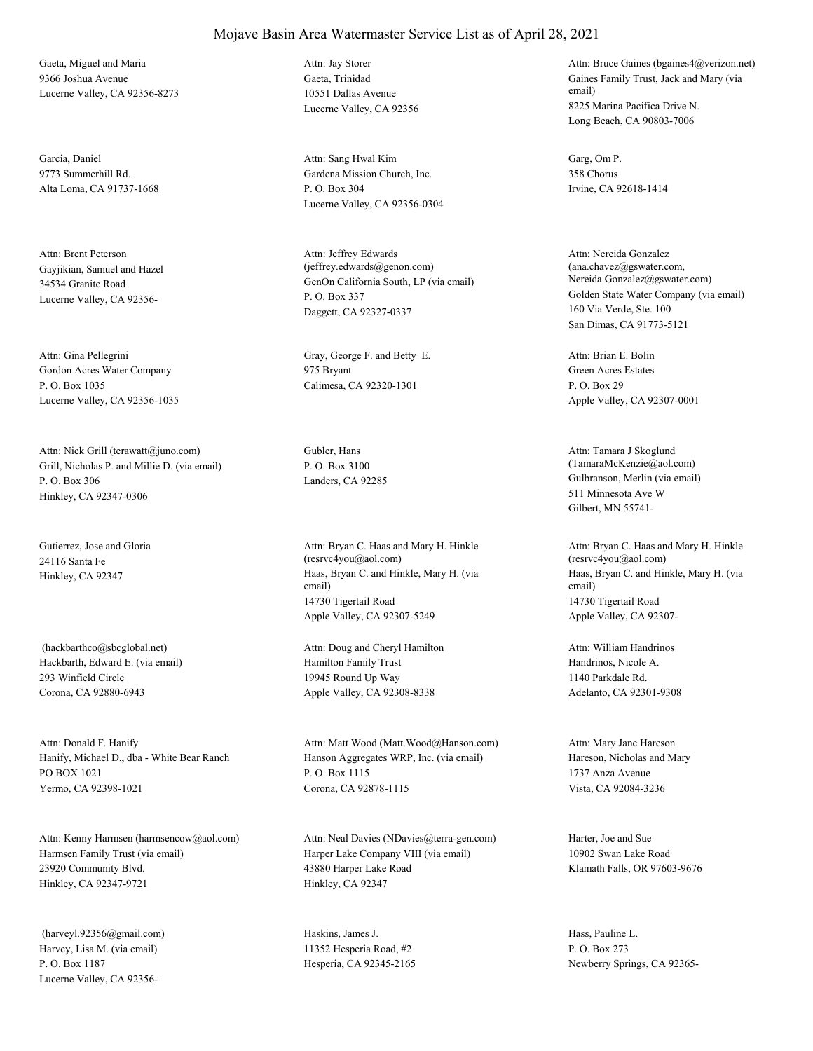# Mojave Basin Area Watermaster Service List as of April 28, 2021

Gaeta, Miguel and Maria
9366 Joshua Avenue
Lucerne Valley, CA 92356-8273

Attn: Jay Storer
Gaeta, Trinidad
10551 Dallas Avenue
Lucerne Valley, CA 92356

Attn: Bruce Gaines (bgaines4@verizon.net)
Gaines Family Trust, Jack and Mary (via email)
8225 Marina Pacifica Drive N.
Long Beach, CA 90803-7006

Garcia, Daniel
9773 Summerhill Rd.
Alta Loma, CA 91737-1668

Attn: Sang Hwal Kim
Gardena Mission Church, Inc.
P. O. Box 304
Lucerne Valley, CA 92356-0304

Garg, Om P.
358 Chorus
Irvine, CA 92618-1414

Attn: Brent Peterson
Gayjikian, Samuel and Hazel
34534 Granite Road
Lucerne Valley, CA 92356-

Attn: Jeffrey Edwards (jeffrey.edwards@genon.com)
GenOn California South, LP (via email)
P. O. Box 337
Daggett, CA 92327-0337

Attn: Nereida Gonzalez (ana.chavez@gswater.com, Nereida.Gonzalez@gswater.com)
Golden State Water Company (via email)
160 Via Verde, Ste. 100
San Dimas, CA 91773-5121

Attn: Gina Pellegrini
Gordon Acres Water Company
P. O. Box 1035
Lucerne Valley, CA 92356-1035

Gray, George F. and Betty E.
975 Bryant
Calimesa, CA 92320-1301

Attn: Brian E. Bolin
Green Acres Estates
P. O. Box 29
Apple Valley, CA 92307-0001

Attn: Nick Grill (terawatt@juno.com)
Grill, Nicholas P. and Millie D. (via email)
P. O. Box 306
Hinkley, CA 92347-0306

Gubler, Hans
P. O. Box 3100
Landers, CA 92285

Attn: Tamara J Skoglund (TamaraMcKenzie@aol.com)
Gulbranson, Merlin (via email)
511 Minnesota Ave W
Gilbert, MN 55741-

Gutierrez, Jose and Gloria
24116 Santa Fe
Hinkley, CA 92347

Attn: Bryan C. Haas and Mary H. Hinkle (resrvc4you@aol.com)
Haas, Bryan C. and Hinkle, Mary H. (via email)
14730 Tigertail Road
Apple Valley, CA 92307-5249

Attn: Bryan C. Haas and Mary H. Hinkle (resrvc4you@aol.com)
Haas, Bryan C. and Hinkle, Mary H. (via email)
14730 Tigertail Road
Apple Valley, CA 92307-

(hackbarthco@sbcglobal.net)
Hackbarth, Edward E. (via email)
293 Winfield Circle
Corona, CA 92880-6943

Attn: Doug and Cheryl Hamilton
Hamilton Family Trust
19945 Round Up Way
Apple Valley, CA 92308-8338

Attn: William Handrinos
Handrinos, Nicole A.
1140 Parkdale Rd.
Adelanto, CA 92301-9308

Attn: Donald F. Hanify
Hanify, Michael D., dba - White Bear Ranch
PO BOX 1021
Yermo, CA 92398-1021

Attn: Matt Wood (Matt.Wood@Hanson.com)
Hanson Aggregates WRP, Inc. (via email)
P. O. Box 1115
Corona, CA 92878-1115

Attn: Mary Jane Hareson
Hareson, Nicholas and Mary
1737 Anza Avenue
Vista, CA 92084-3236

Attn: Kenny Harmsen (harmsencow@aol.com)
Harmsen Family Trust (via email)
23920 Community Blvd.
Hinkley, CA 92347-9721

Attn: Neal Davies (NDavies@terra-gen.com)
Harper Lake Company VIII (via email)
43880 Harper Lake Road
Hinkley, CA 92347

Harter, Joe and Sue
10902 Swan Lake Road
Klamath Falls, OR 97603-9676

(harveyl.92356@gmail.com)
Harvey, Lisa M. (via email)
P. O. Box 1187
Lucerne Valley, CA 92356-

Haskins, James J.
11352 Hesperia Road, #2
Hesperia, CA 92345-2165

Hass, Pauline L.
P. O. Box 273
Newberry Springs, CA 92365-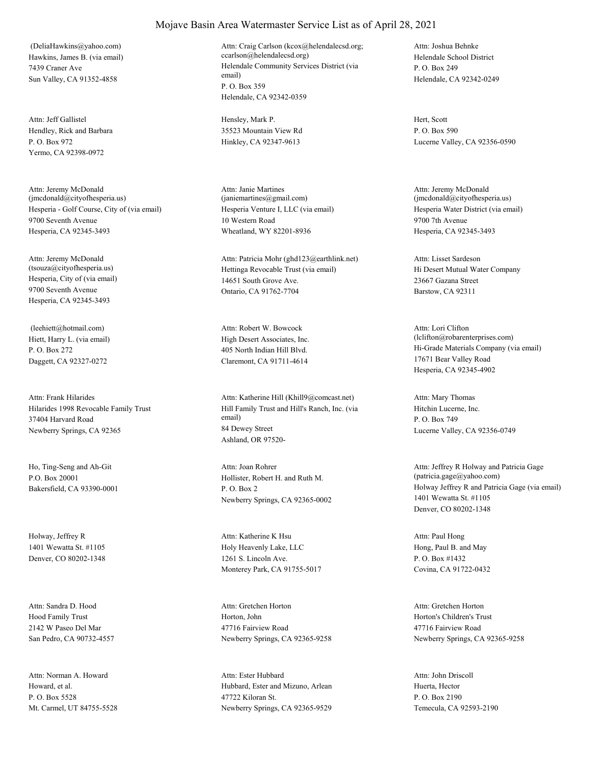# Mojave Basin Area Watermaster Service List as of April 28, 2021

(DeliaHawkins@yahoo.com)
Hawkins, James B. (via email)
7439 Craner Ave
Sun Valley, CA 91352-4858

Attn: Craig Carlson (kcox@helendalecsd.org; ccarlson@helendalecsd.org)
Helendale Community Services District (via email)
P. O. Box 359
Helendale, CA 92342-0359

Attn: Joshua Behnke
Helendale School District
P. O. Box 249
Helendale, CA 92342-0249

Attn: Jeff Gallistel
Hendley, Rick and Barbara
P. O. Box 972
Yermo, CA 92398-0972

Hensley, Mark P.
35523 Mountain View Rd
Hinkley, CA 92347-9613

Hert, Scott
P. O. Box 590
Lucerne Valley, CA 92356-0590

Attn: Jeremy McDonald (jmcdonald@cityofhesperia.us)
Hesperia - Golf Course, City of (via email)
9700 Seventh Avenue
Hesperia, CA 92345-3493

Attn: Janie Martines (janiemartines@gmail.com)
Hesperia Venture I, LLC (via email)
10 Western Road
Wheatland, WY 82201-8936

Attn: Jeremy McDonald (jmcdonald@cityofhesperia.us)
Hesperia Water District (via email)
9700 7th Avenue
Hesperia, CA 92345-3493

Attn: Jeremy McDonald (tsouza@cityofhesperia.us)
Hesperia, City of (via email)
9700 Seventh Avenue
Hesperia, CA 92345-3493

Attn: Patricia Mohr (ghd123@earthlink.net)
Hettinga Revocable Trust (via email)
14651 South Grove Ave.
Ontario, CA 91762-7704

Attn: Lisset Sardeson
Hi Desert Mutual Water Company
23667 Gazana Street
Barstow, CA 92311

(leehiett@hotmail.com)
Hiett, Harry L. (via email)
P. O. Box 272
Daggett, CA 92327-0272

Attn: Robert W. Bowcock
High Desert Associates, Inc.
405 North Indian Hill Blvd.
Claremont, CA 91711-4614

Attn: Lori Clifton (lclifton@robarenterprises.com)
Hi-Grade Materials Company (via email)
17671 Bear Valley Road
Hesperia, CA 92345-4902

Attn: Frank Hilarides
Hilarides 1998 Revocable Family Trust
37404 Harvard Road
Newberry Springs, CA 92365

Attn: Katherine Hill (Khill9@comcast.net)
Hill Family Trust and Hill's Ranch, Inc. (via email)
84 Dewey Street
Ashland, OR 97520-

Attn: Mary Thomas
Hitchin Lucerne, Inc.
P. O. Box 749
Lucerne Valley, CA 92356-0749

Ho, Ting-Seng and Ah-Git
P.O. Box 20001
Bakersfield, CA 93390-0001

Attn: Joan Rohrer
Hollister, Robert H. and Ruth M.
P. O. Box 2
Newberry Springs, CA 92365-0002

Attn: Jeffrey R Holway and Patricia Gage (patricia.gage@yahoo.com)
Holway Jeffrey R and Patricia Gage (via email)
1401 Wewatta St. #1105
Denver, CO 80202-1348

Holway, Jeffrey R
1401 Wewatta St. #1105
Denver, CO 80202-1348

Attn: Katherine K Hsu
Holy Heavenly Lake, LLC
1261 S. Lincoln Ave.
Monterey Park, CA 91755-5017

Attn: Paul Hong
Hong, Paul B. and May
P. O. Box #1432
Covina, CA 91722-0432

Attn: Sandra D. Hood
Hood Family Trust
2142 W Paseo Del Mar
San Pedro, CA 90732-4557

Attn: Gretchen Horton
Horton, John
47716 Fairview Road
Newberry Springs, CA 92365-9258

Attn: Gretchen Horton
Horton's Children's Trust
47716 Fairview Road
Newberry Springs, CA 92365-9258

Attn: Norman A. Howard
Howard, et al.
P. O. Box 5528
Mt. Carmel, UT 84755-5528

Attn: Ester Hubbard
Hubbard, Ester and Mizuno, Arlean
47722 Kiloran St.
Newberry Springs, CA 92365-9529

Attn: John Driscoll
Huerta, Hector
P. O. Box 2190
Temecula, CA 92593-2190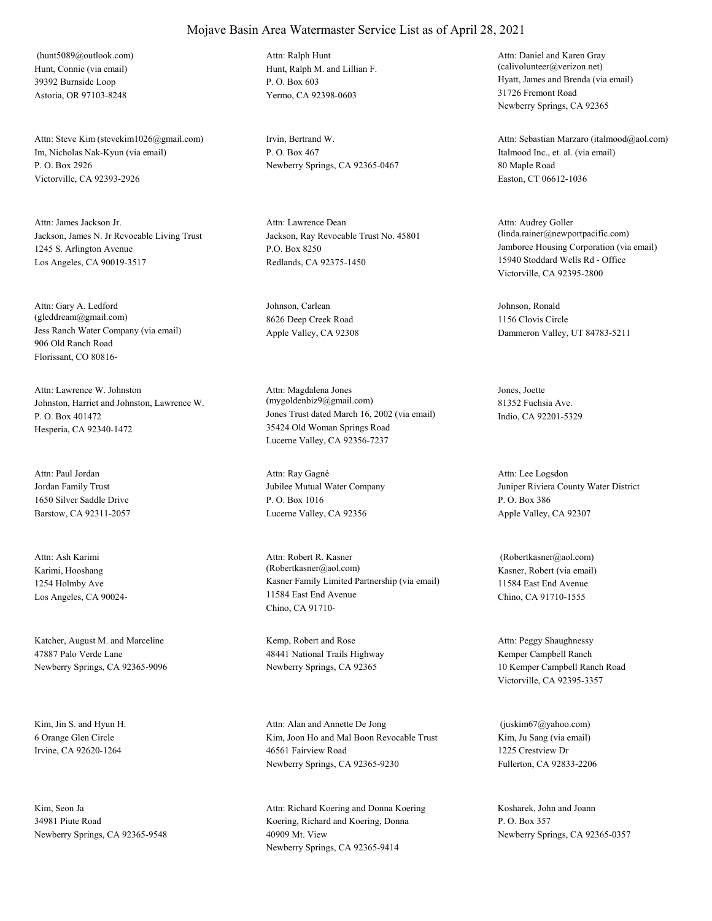# Mojave Basin Area Watermaster Service List as of April 28, 2021

(hunt5089@outlook.com)
Hunt, Connie (via email)
39392 Burnside Loop
Astoria, OR 97103-8248

Attn: Ralph Hunt
Hunt, Ralph M. and Lillian F.
P. O. Box 603
Yermo, CA 92398-0603

Attn: Daniel and Karen Gray
(calivolunteer@verizon.net)
Hyatt, James and Brenda (via email)
31726 Fremont Road
Newberry Springs, CA 92365

Attn: Steve Kim (stevekim1026@gmail.com)
Im, Nicholas Nak-Kyun (via email)
P. O. Box 2926
Victorville, CA 92393-2926

Irvin, Bertrand W.
P. O. Box 467
Newberry Springs, CA 92365-0467

Attn: Sebastian Marzaro (italmood@aol.com)
Italmood Inc., et. al. (via email)
80 Maple Road
Easton, CT 06612-1036

Attn: James Jackson Jr.
Jackson, James N. Jr Revocable Living Trust
1245 S. Arlington Avenue
Los Angeles, CA 90019-3517

Attn: Lawrence Dean
Jackson, Ray Revocable Trust No. 45801
P.O. Box 8250
Redlands, CA 92375-1450

Attn: Audrey Goller
(linda.rainer@newportpacific.com)
Jamboree Housing Corporation (via email)
15940 Stoddard Wells Rd - Office
Victorville, CA 92395-2800

Attn: Gary A. Ledford
(gleddream@gmail.com)
Jess Ranch Water Company (via email)
906 Old Ranch Road
Florissant, CO 80816-

Johnson, Carlean
8626 Deep Creek Road
Apple Valley, CA 92308

Johnson, Ronald
1156 Clovis Circle
Dammeron Valley, UT 84783-5211

Attn: Lawrence W. Johnston
Johnston, Harriet and Johnston, Lawrence W.
P. O. Box 401472
Hesperia, CA 92340-1472

Attn: Magdalena Jones
(mygoldenbiz9@gmail.com)
Jones Trust dated March 16, 2002 (via email)
35424 Old Woman Springs Road
Lucerne Valley, CA 92356-7237

Jones, Joette
81352 Fuchsia Ave.
Indio, CA 92201-5329

Attn: Paul Jordan
Jordan Family Trust
1650 Silver Saddle Drive
Barstow, CA 92311-2057

Attn: Ray Gagné
Jubilee Mutual Water Company
P. O. Box 1016
Lucerne Valley, CA 92356

Attn: Lee Logsdon
Juniper Riviera County Water District
P. O. Box 386
Apple Valley, CA 92307

Attn: Ash Karimi
Karimi, Hooshang
1254 Holmby Ave
Los Angeles, CA 90024-

Attn: Robert R. Kasner
(Robertkasner@aol.com)
Kasner Family Limited Partnership (via email)
11584 East End Avenue
Chino, CA 91710-

(Robertkasner@aol.com)
Kasner, Robert (via email)
11584 East End Avenue
Chino, CA 91710-1555

Katcher, August M. and Marceline
47887 Palo Verde Lane
Newberry Springs, CA 92365-9096

Kemp, Robert and Rose
48441 National Trails Highway
Newberry Springs, CA 92365

Attn: Peggy Shaughnessy
Kemper Campbell Ranch
10 Kemper Campbell Ranch Road
Victorville, CA 92395-3357

Kim, Jin S. and Hyun H.
6 Orange Glen Circle
Irvine, CA 92620-1264

Attn: Alan and Annette De Jong
Kim, Joon Ho and Mal Boon Revocable Trust
46561 Fairview Road
Newberry Springs, CA 92365-9230

(juskim67@yahoo.com)
Kim, Ju Sang (via email)
1225 Crestview Dr
Fullerton, CA 92833-2206

Kim, Seon Ja
34981 Piute Road
Newberry Springs, CA 92365-9548

Attn: Richard Koering and Donna Koering
Koering, Richard and Koering, Donna
40909 Mt. View
Newberry Springs, CA 92365-9414

Kosharek, John and Joann
P. O. Box 357
Newberry Springs, CA 92365-0357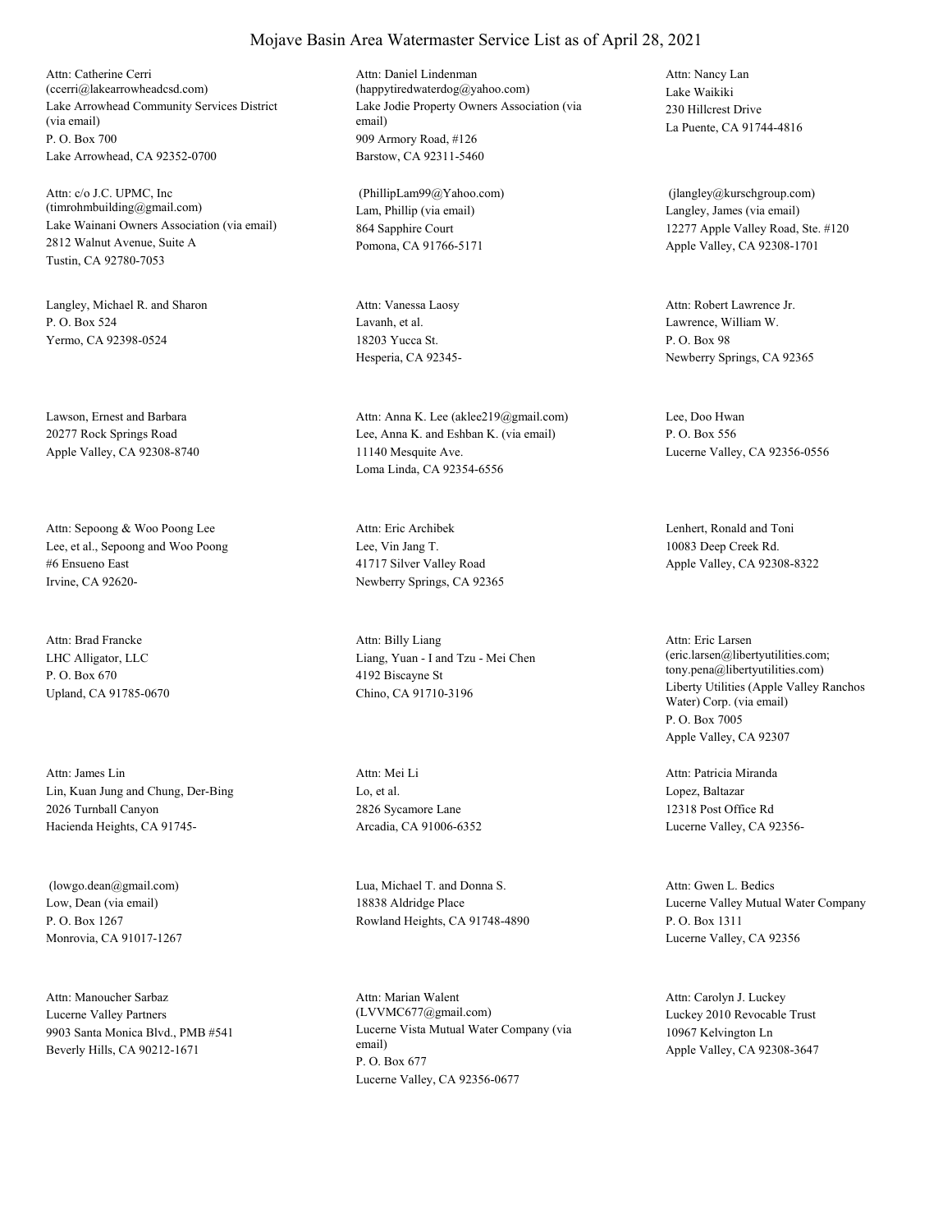# Mojave Basin Area Watermaster Service List as of April 28, 2021

Attn: Catherine Cerri
(ccerri@lakearrowheadcsd.com)
Lake Arrowhead Community Services District (via email)
P. O. Box 700
Lake Arrowhead, CA 92352-0700

Attn: Daniel Lindenman
(happytiredwaterdog@yahoo.com)
Lake Jodie Property Owners Association (via email)
909 Armory Road, #126
Barstow, CA 92311-5460

Attn: Nancy Lan
Lake Waikiki
230 Hillcrest Drive
La Puente, CA 91744-4816

Attn: c/o J.C. UPMC, Inc
(timrohmbuilding@gmail.com)
Lake Wainani Owners Association (via email)
2812 Walnut Avenue, Suite A
Tustin, CA 92780-7053

(PhillipLam99@Yahoo.com)
Lam, Phillip (via email)
864 Sapphire Court
Pomona, CA 91766-5171

(jlangley@kurschgroup.com)
Langley, James (via email)
12277 Apple Valley Road, Ste. #120
Apple Valley, CA 92308-1701

Langley, Michael R. and Sharon
P. O. Box 524
Yermo, CA 92398-0524

Attn: Vanessa Laosy
Lavanh, et al.
18203 Yucca St.
Hesperia, CA 92345-

Attn: Robert Lawrence Jr.
Lawrence, William W.
P. O. Box 98
Newberry Springs, CA 92365

Lawson, Ernest and Barbara
20277 Rock Springs Road
Apple Valley, CA 92308-8740

Attn: Anna K. Lee (aklee219@gmail.com)
Lee, Anna K. and Eshban K. (via email)
11140 Mesquite Ave.
Loma Linda, CA 92354-6556

Lee, Doo Hwan
P. O. Box 556
Lucerne Valley, CA 92356-0556

Attn: Sepoong & Woo Poong Lee
Lee, et al., Sepoong and Woo Poong
#6 Ensueno East
Irvine, CA 92620-

Attn: Eric Archibek
Lee, Vin Jang T.
41717 Silver Valley Road
Newberry Springs, CA 92365

Lenhert, Ronald and Toni
10083 Deep Creek Rd.
Apple Valley, CA 92308-8322

Attn: Brad Francke
LHC Alligator, LLC
P. O. Box 670
Upland, CA 91785-0670

Attn: Billy Liang
Liang, Yuan - I and Tzu - Mei Chen
4192 Biscayne St
Chino, CA 91710-3196

Attn: Eric Larsen
(eric.larsen@libertyutilities.com; tony.pena@libertyutilities.com)
Liberty Utilities (Apple Valley Ranchos Water) Corp. (via email)
P. O. Box 7005
Apple Valley, CA 92307

Attn: James Lin
Lin, Kuan Jung and Chung, Der-Bing
2026 Turnball Canyon
Hacienda Heights, CA 91745-

Attn: Mei Li
Lo, et al.
2826 Sycamore Lane
Arcadia, CA 91006-6352

Attn: Patricia Miranda
Lopez, Baltazar
12318 Post Office Rd
Lucerne Valley, CA 92356-

(lowgo.dean@gmail.com)
Low, Dean (via email)
P. O. Box 1267
Monrovia, CA 91017-1267

Lua, Michael T. and Donna S.
18838 Aldridge Place
Rowland Heights, CA 91748-4890

Attn: Gwen L. Bedics
Lucerne Valley Mutual Water Company
P. O. Box 1311
Lucerne Valley, CA 92356

Attn: Manoucher Sarbaz
Lucerne Valley Partners
9903 Santa Monica Blvd., PMB #541
Beverly Hills, CA 90212-1671

Attn: Marian Walent
(LVVMC677@gmail.com)
Lucerne Vista Mutual Water Company (via email)
P. O. Box 677
Lucerne Valley, CA 92356-0677

Attn: Carolyn J. Luckey
Luckey 2010 Revocable Trust
10967 Kelvington Ln
Apple Valley, CA 92308-3647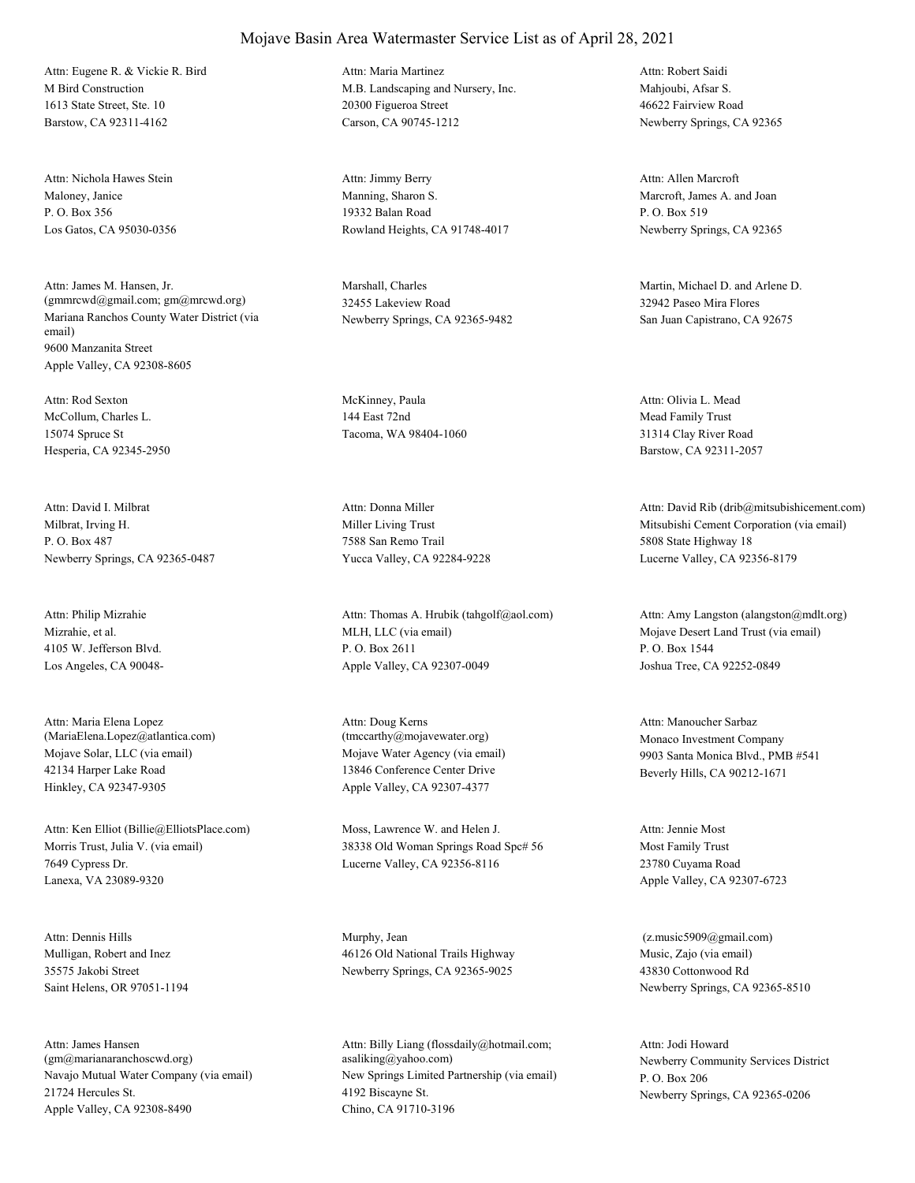# Mojave Basin Area Watermaster Service List as of April 28, 2021

Attn: Eugene R. & Vickie R. Bird
M Bird Construction
1613 State Street, Ste. 10
Barstow, CA 92311-4162

Attn: Maria Martinez
M.B. Landscaping and Nursery, Inc.
20300 Figueroa Street
Carson, CA 90745-1212

Attn: Robert Saidi
Mahjoubi, Afsar S.
46622 Fairview Road
Newberry Springs, CA 92365

Attn: Nichola Hawes Stein
Maloney, Janice
P. O. Box 356
Los Gatos, CA 95030-0356

Attn: Jimmy Berry
Manning, Sharon S.
19332 Balan Road
Rowland Heights, CA 91748-4017

Attn: Allen Marcroft
Marcroft, James A. and Joan
P. O. Box 519
Newberry Springs, CA 92365

Attn: James M. Hansen, Jr.
(gmmrcwd@gmail.com; gm@mrcwd.org)
Mariana Ranchos County Water District (via email)
9600 Manzanita Street
Apple Valley, CA 92308-8605

Marshall, Charles
32455 Lakeview Road
Newberry Springs, CA 92365-9482

Martin, Michael D. and Arlene D.
32942 Paseo Mira Flores
San Juan Capistrano, CA 92675

Attn: Rod Sexton
McCollum, Charles L.
15074 Spruce St
Hesperia, CA 92345-2950

McKinney, Paula
144 East 72nd
Tacoma, WA 98404-1060

Attn: Olivia L. Mead
Mead Family Trust
31314 Clay River Road
Barstow, CA 92311-2057

Attn: David I. Milbrat
Milbrat, Irving H.
P. O. Box 487
Newberry Springs, CA 92365-0487

Attn: Donna Miller
Miller Living Trust
7588 San Remo Trail
Yucca Valley, CA 92284-9228

Attn: David Rib (drib@mitsubishicement.com)
Mitsubishi Cement Corporation (via email)
5808 State Highway 18
Lucerne Valley, CA 92356-8179

Attn: Philip Mizrahie
Mizrahie, et al.
4105 W. Jefferson Blvd.
Los Angeles, CA 90048-

Attn: Thomas A. Hrubik (tahgolf@aol.com)
MLH, LLC (via email)
P. O. Box 2611
Apple Valley, CA 92307-0049

Attn: Amy Langston (alangston@mdlt.org)
Mojave Desert Land Trust (via email)
P. O. Box 1544
Joshua Tree, CA 92252-0849

Attn: Maria Elena Lopez
(MariaElena.Lopez@atlantica.com)
Mojave Solar, LLC (via email)
42134 Harper Lake Road
Hinkley, CA 92347-9305

Attn: Doug Kerns
(tmccarthy@mojavewater.org)
Mojave Water Agency (via email)
13846 Conference Center Drive
Apple Valley, CA 92307-4377

Attn: Manoucher Sarbaz
Monaco Investment Company
9903 Santa Monica Blvd., PMB #541
Beverly Hills, CA 90212-1671

Attn: Ken Elliot (Billie@ElliotsPlace.com)
Morris Trust, Julia V. (via email)
7649 Cypress Dr.
Lanexa, VA 23089-9320

Moss, Lawrence W. and Helen J.
38338 Old Woman Springs Road Spc# 56
Lucerne Valley, CA 92356-8116

Attn: Jennie Most
Most Family Trust
23780 Cuyama Road
Apple Valley, CA 92307-6723

Attn: Dennis Hills
Mulligan, Robert and Inez
35575 Jakobi Street
Saint Helens, OR 97051-1194

Murphy, Jean
46126 Old National Trails Highway
Newberry Springs, CA 92365-9025

(z.music5909@gmail.com)
Music, Zajo (via email)
43830 Cottonwood Rd
Newberry Springs, CA 92365-8510

Attn: James Hansen
(gm@marianaranchoscwd.org)
Navajo Mutual Water Company (via email)
21724 Hercules St.
Apple Valley, CA 92308-8490

Attn: Billy Liang (flossdaily@hotmail.com; asaliking@yahoo.com)
New Springs Limited Partnership (via email)
4192 Biscayne St.
Chino, CA 91710-3196

Attn: Jodi Howard
Newberry Community Services District
P. O. Box 206
Newberry Springs, CA 92365-0206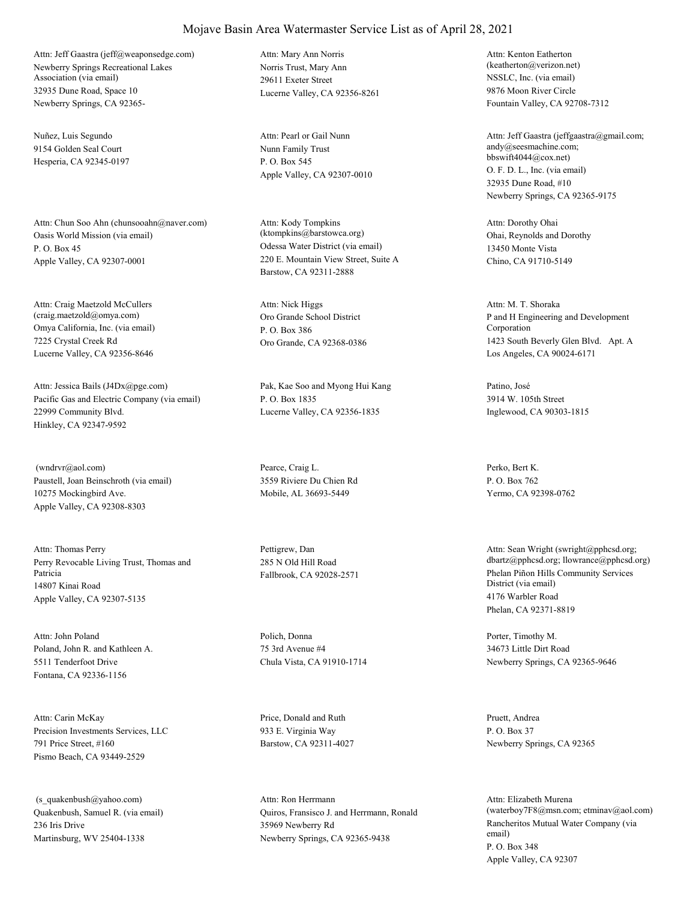# Mojave Basin Area Watermaster Service List as of April 28, 2021

Attn: Jeff Gaastra (jeff@weaponsedge.com)
Newberry Springs Recreational Lakes Association (via email)
32935 Dune Road, Space 10
Newberry Springs, CA 92365-

Attn: Mary Ann Norris
Norris Trust, Mary Ann
29611 Exeter Street
Lucerne Valley, CA 92356-8261

Attn: Kenton Eatherton (keatherton@verizon.net)
NSSLC, Inc. (via email)
9876 Moon River Circle
Fountain Valley, CA 92708-7312

Nuñez, Luis Segundo
9154 Golden Seal Court
Hesperia, CA 92345-0197

Attn: Pearl or Gail Nunn
Nunn Family Trust
P. O. Box 545
Apple Valley, CA 92307-0010

Attn: Jeff Gaastra (jeffgaastra@gmail.com; andy@seesmachine.com; bbswift4044@cox.net)
O. F. D. L., Inc. (via email)
32935 Dune Road, #10
Newberry Springs, CA 92365-9175

Attn: Chun Soo Ahn (chunsooahn@naver.com)
Oasis World Mission (via email)
P. O. Box 45
Apple Valley, CA 92307-0001

Attn: Kody Tompkins (ktompkins@barstowca.org)
Odessa Water District (via email)
220 E. Mountain View Street, Suite A
Barstow, CA 92311-2888

Attn: Dorothy Ohai
Ohai, Reynolds and Dorothy
13450 Monte Vista
Chino, CA 91710-5149

Attn: Craig Maetzold McCullers (craig.maetzold@omya.com)
Omya California, Inc. (via email)
7225 Crystal Creek Rd
Lucerne Valley, CA 92356-8646

Attn: Nick Higgs
Oro Grande School District
P. O. Box 386
Oro Grande, CA 92368-0386

Attn: M. T. Shoraka
P and H Engineering and Development Corporation
1423 South Beverly Glen Blvd. Apt. A
Los Angeles, CA 90024-6171

Attn: Jessica Bails (J4Dx@pge.com)
Pacific Gas and Electric Company (via email)
22999 Community Blvd.
Hinkley, CA 92347-9592

Pak, Kae Soo and Myong Hui Kang
P. O. Box 1835
Lucerne Valley, CA 92356-1835

Patino, José
3914 W. 105th Street
Inglewood, CA 90303-1815

(wndrvr@aol.com)
Paustell, Joan Beinschroth (via email)
10275 Mockingbird Ave.
Apple Valley, CA 92308-8303

Pearce, Craig L.
3559 Riviere Du Chien Rd
Mobile, AL 36693-5449

Perko, Bert K.
P. O. Box 762
Yermo, CA 92398-0762

Attn: Thomas Perry
Perry Revocable Living Trust, Thomas and Patricia
14807 Kinai Road
Apple Valley, CA 92307-5135

Pettigrew, Dan
285 N Old Hill Road
Fallbrook, CA 92028-2571

Attn: Sean Wright (swright@pphcsd.org; dbartz@pphcsd.org; llowrance@pphcsd.org)
Phelan Piñon Hills Community Services District (via email)
4176 Warbler Road
Phelan, CA 92371-8819

Attn: John Poland
Poland, John R. and Kathleen A.
5511 Tenderfoot Drive
Fontana, CA 92336-1156

Polich, Donna
75 3rd Avenue #4
Chula Vista, CA 91910-1714

Porter, Timothy M.
34673 Little Dirt Road
Newberry Springs, CA 92365-9646

Attn: Carin McKay
Precision Investments Services, LLC
791 Price Street, #160
Pismo Beach, CA 93449-2529

Price, Donald and Ruth
933 E. Virginia Way
Barstow, CA 92311-4027

Pruett, Andrea
P. O. Box 37
Newberry Springs, CA 92365

(s_quakenbush@yahoo.com)
Quakenbush, Samuel R. (via email)
236 Iris Drive
Martinsburg, WV 25404-1338

Attn: Ron Herrmann
Quiros, Fransisco J. and Herrmann, Ronald
35969 Newberry Rd
Newberry Springs, CA 92365-9438

Attn: Elizabeth Murena (waterboy7F8@msn.com; etminav@aol.com)
Rancheritos Mutual Water Company (via email)
P. O. Box 348
Apple Valley, CA 92307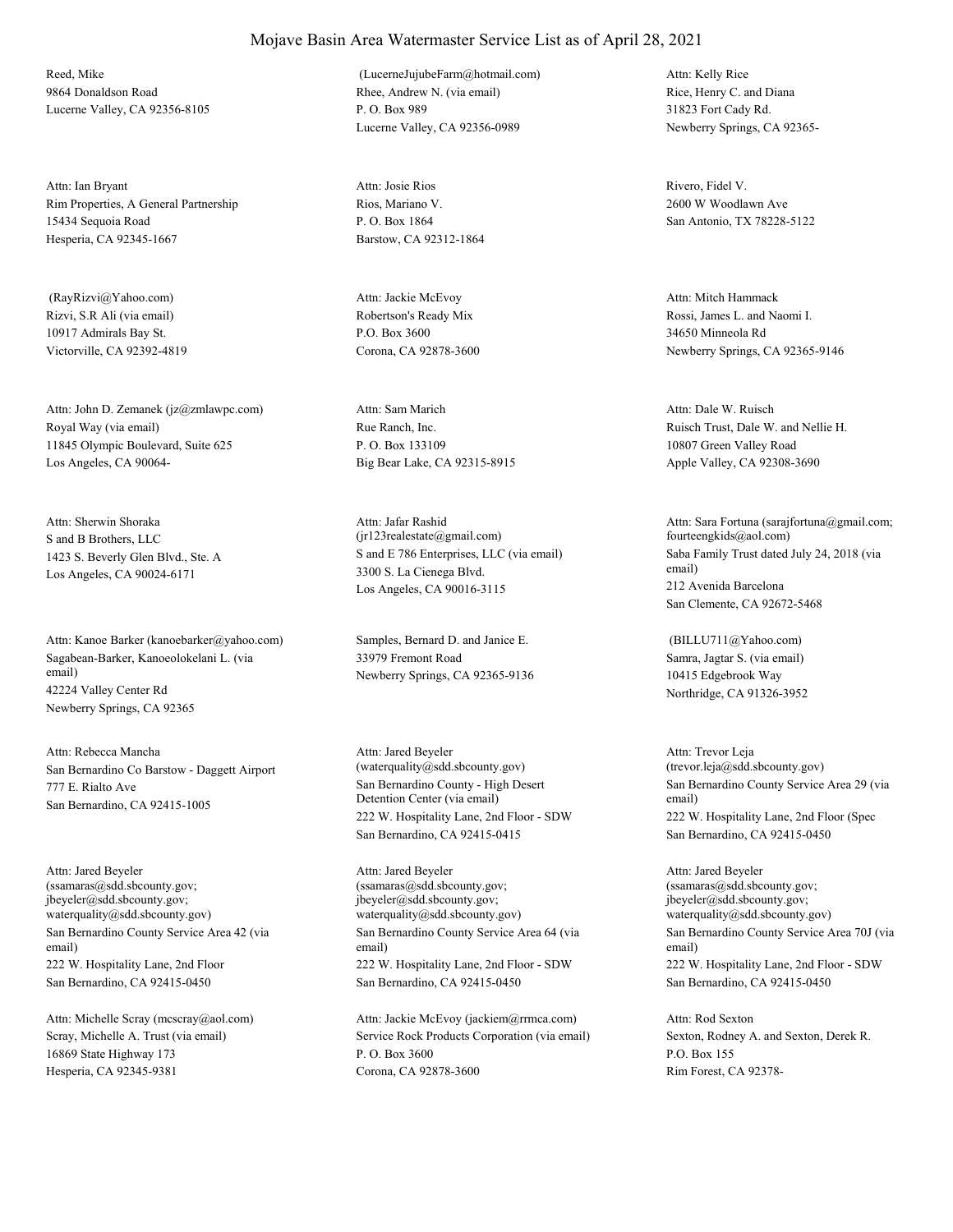# Mojave Basin Area Watermaster Service List as of April 28, 2021

Reed, Mike
9864 Donaldson Road
Lucerne Valley, CA 92356-8105

(LucerneJujubeFarm@hotmail.com)
Rhee, Andrew N. (via email)
P. O. Box 989
Lucerne Valley, CA 92356-0989

Attn: Kelly Rice
Rice, Henry C. and Diana
31823 Fort Cady Rd.
Newberry Springs, CA 92365-

Attn: Ian Bryant
Rim Properties, A General Partnership
15434 Sequoia Road
Hesperia, CA 92345-1667

Attn: Josie Rios
Rios, Mariano V.
P. O. Box 1864
Barstow, CA 92312-1864

Rivero, Fidel V.
2600 W Woodlawn Ave
San Antonio, TX 78228-5122

(RayRizvi@Yahoo.com)
Rizvi, S.R Ali (via email)
10917 Admirals Bay St.
Victorville, CA 92392-4819

Attn: Jackie McEvoy
Robertson's Ready Mix
P.O. Box 3600
Corona, CA 92878-3600

Attn: Mitch Hammack
Rossi, James L. and Naomi I.
34650 Minneola Rd
Newberry Springs, CA 92365-9146

Attn: John D. Zemanek (jz@zmlawpc.com)
Royal Way (via email)
11845 Olympic Boulevard, Suite 625
Los Angeles, CA 90064-

Attn: Sam Marich
Rue Ranch, Inc.
P. O. Box 133109
Big Bear Lake, CA 92315-8915

Attn: Dale W. Ruisch
Ruisch Trust, Dale W. and Nellie H.
10807 Green Valley Road
Apple Valley, CA 92308-3690

Attn: Sherwin Shoraka
S and B Brothers, LLC
1423 S. Beverly Glen Blvd., Ste. A
Los Angeles, CA 90024-6171

Attn: Jafar Rashid
(jr123realestate@gmail.com)
S and E 786 Enterprises, LLC (via email)
3300 S. La Cienega Blvd.
Los Angeles, CA 90016-3115

Attn: Sara Fortuna (sarajfortuna@gmail.com; fourteengkids@aol.com)
Saba Family Trust dated July 24, 2018 (via email)
212 Avenida Barcelona
San Clemente, CA 92672-5468

Attn: Kanoe Barker (kanoebarker@yahoo.com)
Sagabean-Barker, Kanoeolokelani L. (via email)
42224 Valley Center Rd
Newberry Springs, CA 92365

Samples, Bernard D. and Janice E.
33979 Fremont Road
Newberry Springs, CA 92365-9136

(BILLU711@Yahoo.com)
Samra, Jagtar S. (via email)
10415 Edgebrook Way
Northridge, CA 91326-3952

Attn: Rebecca Mancha
San Bernardino Co Barstow - Daggett Airport
777 E. Rialto Ave
San Bernardino, CA 92415-1005

Attn: Jared Beyeler
(waterquality@sdd.sbcounty.gov)
San Bernardino County - High Desert Detention Center (via email)
222 W. Hospitality Lane, 2nd Floor - SDW
San Bernardino, CA 92415-0415

Attn: Trevor Leja
(trevor.leja@sdd.sbcounty.gov)
San Bernardino County Service Area 29 (via email)
222 W. Hospitality Lane, 2nd Floor (Spec
San Bernardino, CA 92415-0450

Attn: Jared Beyeler
(ssamaras@sdd.sbcounty.gov; jbeyeler@sdd.sbcounty.gov; waterquality@sdd.sbcounty.gov)
San Bernardino County Service Area 42 (via email)
222 W. Hospitality Lane, 2nd Floor
San Bernardino, CA 92415-0450

Attn: Jared Beyeler
(ssamaras@sdd.sbcounty.gov; jbeyeler@sdd.sbcounty.gov; waterquality@sdd.sbcounty.gov)
San Bernardino County Service Area 64 (via email)
222 W. Hospitality Lane, 2nd Floor - SDW
San Bernardino, CA 92415-0450

Attn: Jared Beyeler
(ssamaras@sdd.sbcounty.gov; jbeyeler@sdd.sbcounty.gov; waterquality@sdd.sbcounty.gov)
San Bernardino County Service Area 70J (via email)
222 W. Hospitality Lane, 2nd Floor - SDW
San Bernardino, CA 92415-0450

Attn: Michelle Scray (mcscray@aol.com)
Scray, Michelle A. Trust (via email)
16869 State Highway 173
Hesperia, CA 92345-9381

Attn: Jackie McEvoy (jackiem@rrmca.com)
Service Rock Products Corporation (via email)
P. O. Box 3600
Corona, CA 92878-3600

Attn: Rod Sexton
Sexton, Rodney A. and Sexton, Derek R.
P.O. Box 155
Rim Forest, CA 92378-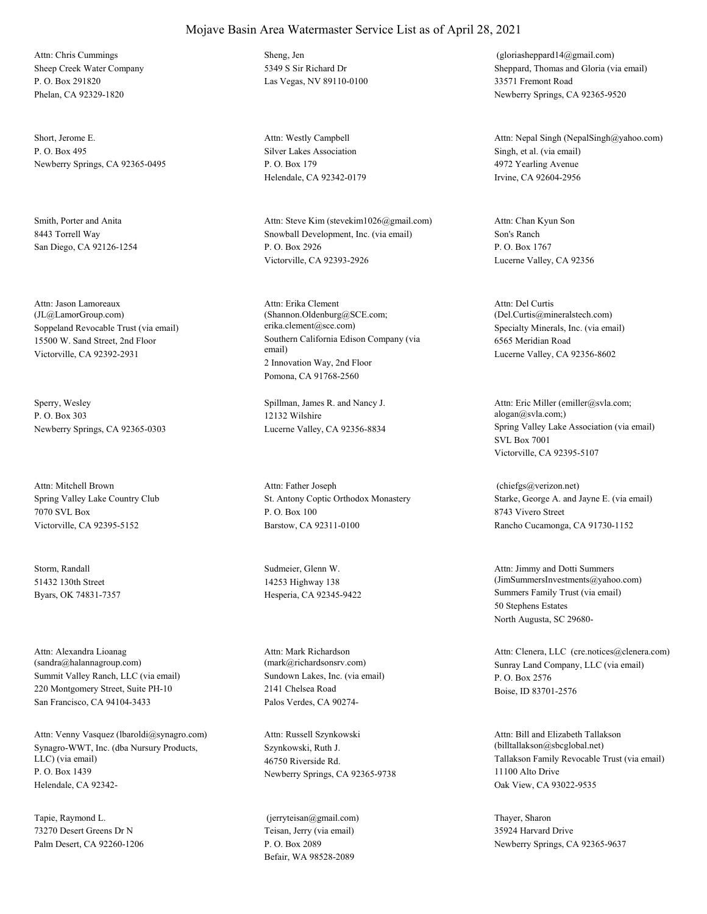# Mojave Basin Area Watermaster Service List as of April 28, 2021

Attn: Chris Cummings
Sheep Creek Water Company
P. O. Box 291820
Phelan, CA 92329-1820

Sheng, Jen
5349 S Sir Richard Dr
Las Vegas, NV 89110-0100

(gloriasheppard14@gmail.com)
Sheppard, Thomas and Gloria (via email)
33571 Fremont Road
Newberry Springs, CA 92365-9520

Short, Jerome E.
P. O. Box 495
Newberry Springs, CA 92365-0495

Attn: Westly Campbell
Silver Lakes Association
P. O. Box 179
Helendale, CA 92342-0179

Attn: Nepal Singh (NepalSingh@yahoo.com)
Singh, et al. (via email)
4972 Yearling Avenue
Irvine, CA 92604-2956

Smith, Porter and Anita
8443 Torrell Way
San Diego, CA 92126-1254

Attn: Steve Kim (stevekim1026@gmail.com)
Snowball Development, Inc. (via email)
P. O. Box 2926
Victorville, CA 92393-2926

Attn: Chan Kyun Son
Son's Ranch
P. O. Box 1767
Lucerne Valley, CA 92356

Attn: Jason Lamoreaux
(JL@LamorGroup.com)
Soppeland Revocable Trust (via email)
15500 W. Sand Street, 2nd Floor
Victorville, CA 92392-2931

Attn: Erika Clement
(Shannon.Oldenburg@SCE.com; erika.clement@sce.com)
Southern California Edison Company (via email)
2 Innovation Way, 2nd Floor
Pomona, CA 91768-2560

Attn: Del Curtis
(Del.Curtis@mineralstech.com)
Specialty Minerals, Inc. (via email)
6565 Meridian Road
Lucerne Valley, CA 92356-8602

Sperry, Wesley
P. O. Box 303
Newberry Springs, CA 92365-0303

Spillman, James R. and Nancy J.
12132 Wilshire
Lucerne Valley, CA 92356-8834

Attn: Eric Miller (emiller@svla.com; alogan@svla.com;)
Spring Valley Lake Association (via email)
SVL Box 7001
Victorville, CA 92395-5107

Attn: Mitchell Brown
Spring Valley Lake Country Club
7070 SVL Box
Victorville, CA 92395-5152

Attn: Father Joseph
St. Antony Coptic Orthodox Monastery
P. O. Box 100
Barstow, CA 92311-0100

(chiefgs@verizon.net)
Starke, George A. and Jayne E. (via email)
8743 Vivero Street
Rancho Cucamonga, CA 91730-1152

Storm, Randall
51432 130th Street
Byars, OK 74831-7357

Sudmeier, Glenn W.
14253 Highway 138
Hesperia, CA 92345-9422

Attn: Jimmy and Dotti Summers
(JimSummersInvestments@yahoo.com)
Summers Family Trust (via email)
50 Stephens Estates
North Augusta, SC 29680-

Attn: Alexandra Lioanag
(sandra@halannagroup.com)
Summit Valley Ranch, LLC (via email)
220 Montgomery Street, Suite PH-10
San Francisco, CA 94104-3433

Attn: Mark Richardson
(mark@richardsonsrv.com)
Sundown Lakes, Inc. (via email)
2141 Chelsea Road
Palos Verdes, CA 90274-

Attn: Clenera, LLC (cre.notices@clenera.com)
Sunray Land Company, LLC (via email)
P. O. Box 2576
Boise, ID 83701-2576

Attn: Venny Vasquez (lbaroldi@synagro.com)
Synagro-WWT, Inc. (dba Nursury Products, LLC) (via email)
P. O. Box 1439
Helendale, CA 92342-

Attn: Russell Szynkowski
Szynkowski, Ruth J.
46750 Riverside Rd.
Newberry Springs, CA 92365-9738

Attn: Bill and Elizabeth Tallakson
(billtallakson@sbcglobal.net)
Tallakson Family Revocable Trust (via email)
11100 Alto Drive
Oak View, CA 93022-9535

Tapie, Raymond L.
73270 Desert Greens Dr N
Palm Desert, CA 92260-1206

(jerryteisan@gmail.com)
Teisan, Jerry (via email)
P. O. Box 2089
Befair, WA 98528-2089

Thayer, Sharon
35924 Harvard Drive
Newberry Springs, CA 92365-9637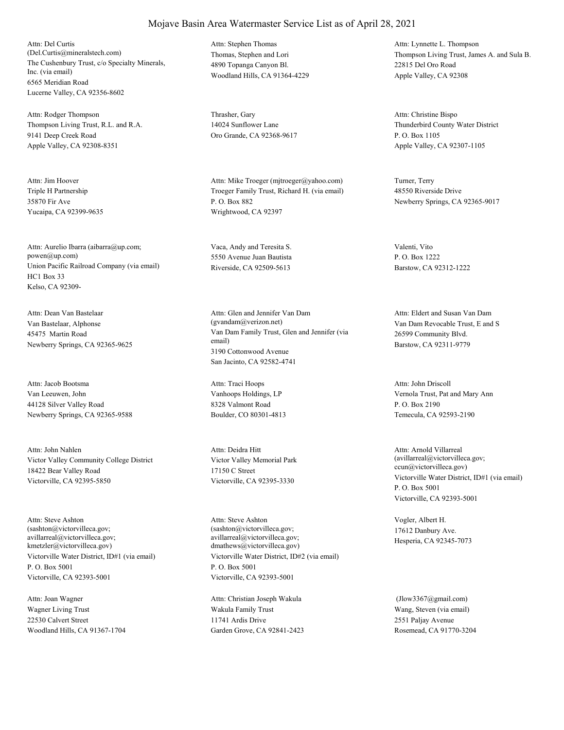# Mojave Basin Area Watermaster Service List as of April 28, 2021

Attn: Del Curtis
(Del.Curtis@mineralstech.com)
The Cushenbury Trust, c/o Specialty Minerals, Inc. (via email)
6565 Meridian Road
Lucerne Valley, CA 92356-8602

Attn: Stephen Thomas
Thomas, Stephen and Lori
4890 Topanga Canyon Bl.
Woodland Hills, CA 91364-4229

Attn: Lynnette L. Thompson
Thompson Living Trust, James A. and Sula B.
22815 Del Oro Road
Apple Valley, CA 92308

Attn: Rodger Thompson
Thompson Living Trust, R.L. and R.A.
9141 Deep Creek Road
Apple Valley, CA 92308-8351

Thrasher, Gary
14024 Sunflower Lane
Oro Grande, CA 92368-9617

Attn: Christine Bispo
Thunderbird County Water District
P. O. Box 1105
Apple Valley, CA 92307-1105

Attn: Jim Hoover
Triple H Partnership
35870 Fir Ave
Yucaipa, CA 92399-9635

Attn: Mike Troeger (mjtroeger@yahoo.com)
Troeger Family Trust, Richard H. (via email)
P. O. Box 882
Wrightwood, CA 92397

Turner, Terry
48550 Riverside Drive
Newberry Springs, CA 92365-9017

Attn: Aurelio Ibarra (aibarra@up.com; powen@up.com)
Union Pacific Railroad Company (via email)
HC1 Box 33
Kelso, CA 92309-

Vaca, Andy and Teresita S.
5550 Avenue Juan Bautista
Riverside, CA 92509-5613

Valenti, Vito
P. O. Box 1222
Barstow, CA 92312-1222

Attn: Dean Van Bastelaar
Van Bastelaar, Alphonse
45475 Martin Road
Newberry Springs, CA 92365-9625

Attn: Glen and Jennifer Van Dam
(gvandam@verizon.net)
Van Dam Family Trust, Glen and Jennifer (via email)
3190 Cottonwood Avenue
San Jacinto, CA 92582-4741

Attn: Eldert and Susan Van Dam
Van Dam Revocable Trust, E and S
26599 Community Blvd.
Barstow, CA 92311-9779

Attn: Jacob Bootsma
Van Leeuwen, John
44128 Silver Valley Road
Newberry Springs, CA 92365-9588

Attn: Traci Hoops
Vanhoops Holdings, LP
8328 Valmont Road
Boulder, CO 80301-4813

Attn: John Driscoll
Vernola Trust, Pat and Mary Ann
P. O. Box 2190
Temecula, CA 92593-2190

Attn: John Nahlen
Victor Valley Community College District
18422 Bear Valley Road
Victorville, CA 92395-5850

Attn: Deidra Hitt
Victor Valley Memorial Park
17150 C Street
Victorville, CA 92395-3330

Attn: Arnold Villarreal
(avillarreal@victorvilleca.gov; ccun@victorvilleca.gov)
Victorville Water District, ID#1 (via email)
P. O. Box 5001
Victorville, CA 92393-5001

Attn: Steve Ashton
(sashton@victorvilleca.gov; avillarreal@victorvilleca.gov; kmetzler@victorvilleca.gov)
Victorville Water District, ID#1 (via email)
P. O. Box 5001
Victorville, CA 92393-5001

Attn: Steve Ashton
(sashton@victorvilleca.gov; avillarreal@victorvilleca.gov; dmathews@victorvilleca.gov)
Victorville Water District, ID#2 (via email)
P. O. Box 5001
Victorville, CA 92393-5001

Vogler, Albert H.
17612 Danbury Ave.
Hesperia, CA 92345-7073

Attn: Joan Wagner
Wagner Living Trust
22530 Calvert Street
Woodland Hills, CA 91367-1704

Attn: Christian Joseph Wakula
Wakula Family Trust
11741 Ardis Drive
Garden Grove, CA 92841-2423

(Jlow3367@gmail.com)
Wang, Steven (via email)
2551 Paljay Avenue
Rosemead, CA 91770-3204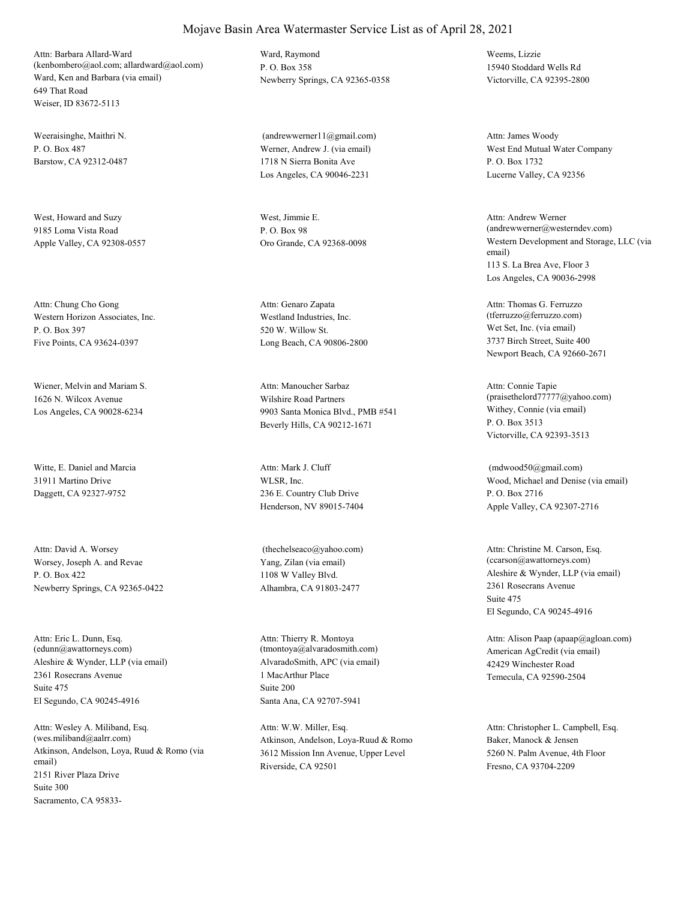# Mojave Basin Area Watermaster Service List as of April 28, 2021

Attn: Barbara Allard-Ward
(kenbombero@aol.com; allardward@aol.com)
Ward, Ken and Barbara (via email)
649 That Road
Weiser, ID 83672-5113

Ward, Raymond
P. O. Box 358
Newberry Springs, CA 92365-0358

Weems, Lizzie
15940 Stoddard Wells Rd
Victorville, CA 92395-2800

Weeraisinghe, Maithri N.
P. O. Box 487
Barstow, CA 92312-0487

(andrewwerner11@gmail.com)
Werner, Andrew J. (via email)
1718 N Sierra Bonita Ave
Los Angeles, CA 90046-2231

Attn: James Woody
West End Mutual Water Company
P. O. Box 1732
Lucerne Valley, CA 92356

West, Howard and Suzy
9185 Loma Vista Road
Apple Valley, CA 92308-0557

West, Jimmie E.
P. O. Box 98
Oro Grande, CA 92368-0098

Attn: Andrew Werner
(andrewwerner@westerndev.com)
Western Development and Storage, LLC (via email)
113 S. La Brea Ave, Floor 3
Los Angeles, CA 90036-2998

Attn: Chung Cho Gong
Western Horizon Associates, Inc.
P. O. Box 397
Five Points, CA 93624-0397

Attn: Genaro Zapata
Westland Industries, Inc.
520 W. Willow St.
Long Beach, CA 90806-2800

Attn: Thomas G. Ferruzzo
(tferruzzo@ferruzzo.com)
Wet Set, Inc. (via email)
3737 Birch Street, Suite 400
Newport Beach, CA 92660-2671

Wiener, Melvin and Mariam S.
1626 N. Wilcox Avenue
Los Angeles, CA 90028-6234

Attn: Manoucher Sarbaz
Wilshire Road Partners
9903 Santa Monica Blvd., PMB #541
Beverly Hills, CA 90212-1671

Attn: Connie Tapie
(praisethelord77777@yahoo.com)
Withey, Connie (via email)
P. O. Box 3513
Victorville, CA 92393-3513

Witte, E. Daniel and Marcia
31911 Martino Drive
Daggett, CA 92327-9752

Attn: Mark J. Cluff
WLSR, Inc.
236 E. Country Club Drive
Henderson, NV 89015-7404

(mdwood50@gmail.com)
Wood, Michael and Denise (via email)
P. O. Box 2716
Apple Valley, CA 92307-2716

Attn: David A. Worsey
Worsey, Joseph A. and Revae
P. O. Box 422
Newberry Springs, CA 92365-0422

(thechelseaco@yahoo.com)
Yang, Zilan (via email)
1108 W Valley Blvd.
Alhambra, CA 91803-2477

Attn: Christine M. Carson, Esq.
(ccarson@awattorneys.com)
Aleshire & Wynder, LLP (via email)
2361 Rosecrans Avenue
Suite 475
El Segundo, CA 90245-4916

Attn: Eric L. Dunn, Esq.
(edunn@awattorneys.com)
Aleshire & Wynder, LLP (via email)
2361 Rosecrans Avenue
Suite 475
El Segundo, CA 90245-4916

Attn: Thierry R. Montoya
(tmontoya@alvaradosmith.com)
AlvaradoSmith, APC (via email)
1 MacArthur Place
Suite 200
Santa Ana, CA 92707-5941

Attn: Alison Paap (apaap@agloan.com)
American AgCredit (via email)
42429 Winchester Road
Temecula, CA 92590-2504

Attn: Wesley A. Miliband, Esq.
(wes.miliband@aalrr.com)
Atkinson, Andelson, Loya, Ruud & Romo (via email)
2151 River Plaza Drive
Suite 300
Sacramento, CA 95833-

Attn: W.W. Miller, Esq.
Atkinson, Andelson, Loya-Ruud & Romo
3612 Mission Inn Avenue, Upper Level
Riverside, CA 92501

Attn: Christopher L. Campbell, Esq.
Baker, Manock & Jensen
5260 N. Palm Avenue, 4th Floor
Fresno, CA 93704-2209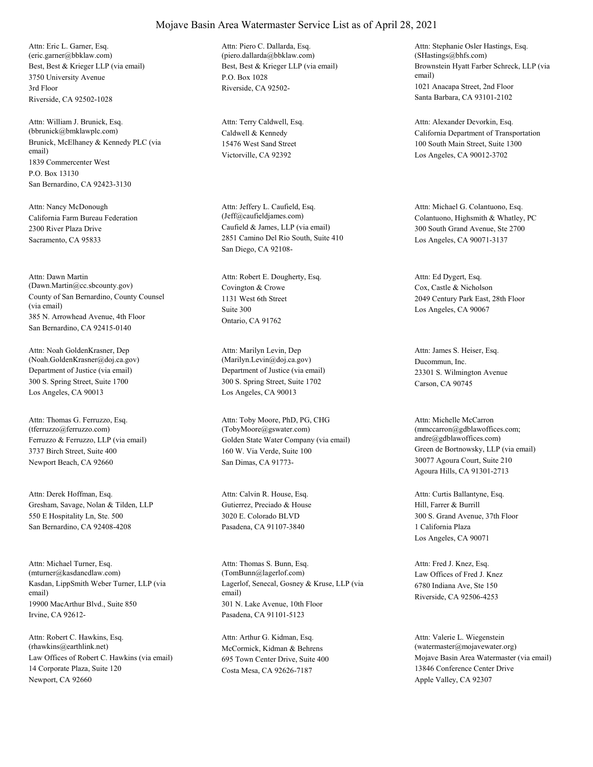# Mojave Basin Area Watermaster Service List as of April 28, 2021

Attn: Eric L. Garner, Esq.
(eric.garner@bbklaw.com)
Best, Best & Krieger LLP (via email)
3750 University Avenue
3rd Floor
Riverside, CA 92502-1028

Attn: Piero C. Dallarda, Esq.
(piero.dallarda@bbklaw.com)
Best, Best & Krieger LLP (via email)
P.O. Box 1028
Riverside, CA 92502-

Attn: Stephanie Osler Hastings, Esq.
(SHastings@bhfs.com)
Brownstein Hyatt Farber Schreck, LLP (via email)
1021 Anacapa Street, 2nd Floor
Santa Barbara, CA 93101-2102

Attn: William J. Brunick, Esq.
(bbrunick@bmklawplc.com)
Brunick, McElhaney & Kennedy PLC (via email)
1839 Commercenter West
P.O. Box 13130
San Bernardino, CA 92423-3130

Attn: Terry Caldwell, Esq.
Caldwell & Kennedy
15476 West Sand Street
Victorville, CA 92392

Attn: Alexander Devorkin, Esq.
California Department of Transportation
100 South Main Street, Suite 1300
Los Angeles, CA 90012-3702

Attn: Nancy McDonough
California Farm Bureau Federation
2300 River Plaza Drive
Sacramento, CA 95833

Attn: Jeffery L. Caufield, Esq.
(Jeff@caufieldjames.com)
Caufield & James, LLP (via email)
2851 Camino Del Rio South, Suite 410
San Diego, CA 92108-

Attn: Michael G. Colantuono, Esq.
Colantuono, Highsmith & Whatley, PC
300 South Grand Avenue, Ste 2700
Los Angeles, CA 90071-3137

Attn: Dawn Martin
(Dawn.Martin@cc.sbcounty.gov)
County of San Bernardino, County Counsel (via email)
385 N. Arrowhead Avenue, 4th Floor
San Bernardino, CA 92415-0140

Attn: Robert E. Dougherty, Esq.
Covington & Crowe
1131 West 6th Street
Suite 300
Ontario, CA 91762

Attn: Ed Dygert, Esq.
Cox, Castle & Nicholson
2049 Century Park East, 28th Floor
Los Angeles, CA 90067

Attn: Noah GoldenKrasner, Dep
(Noah.GoldenKrasner@doj.ca.gov)
Department of Justice (via email)
300 S. Spring Street, Suite 1700
Los Angeles, CA 90013

Attn: Marilyn Levin, Dep
(Marilyn.Levin@doj.ca.gov)
Department of Justice (via email)
300 S. Spring Street, Suite 1702
Los Angeles, CA 90013

Attn: James S. Heiser, Esq.
Ducommun, Inc.
23301 S. Wilmington Avenue
Carson, CA 90745

Attn: Thomas G. Ferruzzo, Esq.
(tferruzzo@ferruzzo.com)
Ferruzzo & Ferruzzo, LLP (via email)
3737 Birch Street, Suite 400
Newport Beach, CA 92660

Attn: Toby Moore, PhD, PG, CHG
(TobyMoore@gswater.com)
Golden State Water Company (via email)
160 W. Via Verde, Suite 100
San Dimas, CA 91773-

Attn: Michelle McCarron
(mmccarron@gdblawoffices.com; andre@gdblawoffices.com)
Green de Bortnowsky, LLP (via email)
30077 Agoura Court, Suite 210
Agoura Hills, CA 91301-2713

Attn: Derek Hoffman, Esq.
Gresham, Savage, Nolan & Tilden, LLP
550 E Hospitality Ln, Ste. 500
San Bernardino, CA 92408-4208

Attn: Calvin R. House, Esq.
Gutierrez, Preciado & House
3020 E. Colorado BLVD
Pasadena, CA 91107-3840

Attn: Curtis Ballantyne, Esq.
Hill, Farrer & Burrill
300 S. Grand Avenue, 37th Floor
1 California Plaza
Los Angeles, CA 90071

Attn: Michael Turner, Esq.
(mturner@kasdancdlaw.com)
Kasdan, LippSmith Weber Turner, LLP (via email)
19900 MacArthur Blvd., Suite 850
Irvine, CA 92612-

Attn: Thomas S. Bunn, Esq.
(TomBunn@lagerlof.com)
Lagerlof, Senecal, Gosney & Kruse, LLP (via email)
301 N. Lake Avenue, 10th Floor
Pasadena, CA 91101-5123

Attn: Fred J. Knez, Esq.
Law Offices of Fred J. Knez
6780 Indiana Ave, Ste 150
Riverside, CA 92506-4253

Attn: Robert C. Hawkins, Esq.
(rhawkins@earthlink.net)
Law Offices of Robert C. Hawkins (via email)
14 Corporate Plaza, Suite 120
Newport, CA 92660

Attn: Arthur G. Kidman, Esq.
McCormick, Kidman & Behrens
695 Town Center Drive, Suite 400
Costa Mesa, CA 92626-7187

Attn: Valerie L. Wiegenstein
(watermaster@mojavewater.org)
Mojave Basin Area Watermaster (via email)
13846 Conference Center Drive
Apple Valley, CA 92307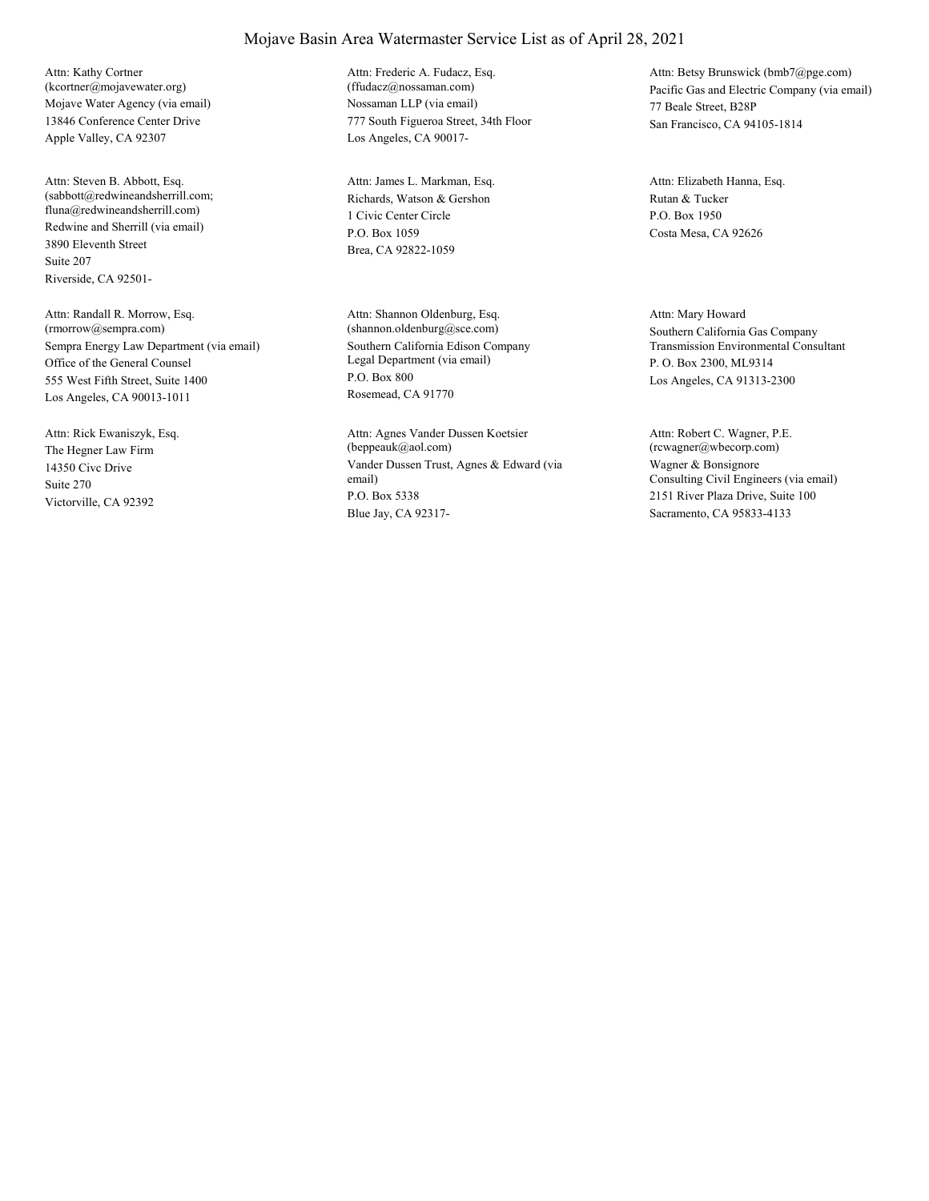# Mojave Basin Area Watermaster Service List as of April 28, 2021

Attn: Kathy Cortner
(kcortner@mojavewater.org)
Mojave Water Agency (via email)
13846 Conference Center Drive
Apple Valley, CA 92307

Attn: Frederic A. Fudacz, Esq.
(ffudacz@nossaman.com)
Nossaman LLP (via email)
777 South Figueroa Street, 34th Floor
Los Angeles, CA 90017-

Attn: Betsy Brunswick (bmb7@pge.com)
Pacific Gas and Electric Company (via email)
77 Beale Street, B28P
San Francisco, CA 94105-1814

Attn: Steven B. Abbott, Esq.
(sabbott@redwineandsherrill.com;
fluna@redwineandsherrill.com)
Redwine and Sherrill (via email)
3890 Eleventh Street
Suite 207
Riverside, CA 92501-

Attn: James L. Markman, Esq.
Richards, Watson & Gershon
1 Civic Center Circle
P.O. Box 1059
Brea, CA 92822-1059

Attn: Elizabeth Hanna, Esq.
Rutan & Tucker
P.O. Box 1950
Costa Mesa, CA 92626

Attn: Randall R. Morrow, Esq.
(rmorrow@sempra.com)
Sempra Energy Law Department (via email)
Office of the General Counsel
555 West Fifth Street, Suite 1400
Los Angeles, CA 90013-1011

Attn: Shannon Oldenburg, Esq.
(shannon.oldenburg@sce.com)
Southern California Edison Company
Legal Department (via email)
P.O. Box 800
Rosemead, CA 91770

Attn: Mary Howard
Southern California Gas Company
Transmission Environmental Consultant
P. O. Box 2300, ML9314
Los Angeles, CA 91313-2300

Attn: Rick Ewaniszyk, Esq.
The Hegner Law Firm
14350 Civc Drive
Suite 270
Victorville, CA 92392

Attn: Agnes Vander Dussen Koetsier
(beppeauk@aol.com)
Vander Dussen Trust, Agnes & Edward (via email)
P.O. Box 5338
Blue Jay, CA 92317-

Attn: Robert C. Wagner, P.E.
(rcwagner@wbecorp.com)
Wagner & Bonsignore
Consulting Civil Engineers (via email)
2151 River Plaza Drive, Suite 100
Sacramento, CA 95833-4133